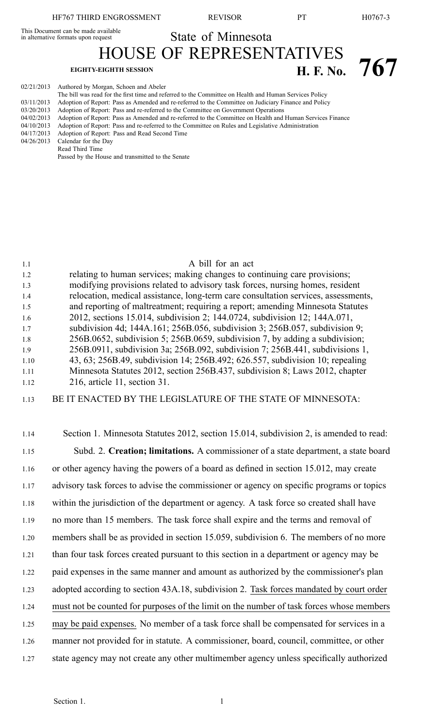This Document can be made available in alternative formats upon request

# State of Minnesota

# HOUSE OF REPRESENTATIVES

**EIGHTY-EIGHTH SESSION** **H. F. No. 767**

02/21/2013 Authored by Morgan, Schoen and Abeler
The bill was read for the first time and referred to the Committee on Health and Human Services Policy
03/11/2013 Adoption of Report: Pass as Amended and re-referred to the Committee on Judiciary Finance and Policy
03/20/2013 Adoption of Report: Pass and re-referred to the Committee on Government Operations
04/02/2013 Adoption of Report: Pass as Amended and re-referred to the Committee on Health and Human Services Finance
04/10/2013 Adoption of Report: Pass and re-referred to the Committee on Rules and Legislative Administration
04/17/2013 Adoption of Report: Pass and Read Second Time
04/26/2013 Calendar for the Day
Read Third Time
Passed by the House and transmitted to the Senate

1.1 A bill for an act
1.2 relating to human services; making changes to continuing care provisions;
1.3 modifying provisions related to advisory task forces, nursing homes, resident
1.4 relocation, medical assistance, long-term care consultation services, assessments,
1.5 and reporting of maltreatment; requiring a report; amending Minnesota Statutes
1.6 2012, sections 15.014, subdivision 2; 144.0724, subdivision 12; 144A.071,
1.7 subdivision 4d; 144A.161; 256B.056, subdivision 3; 256B.057, subdivision 9;
1.8 256B.0652, subdivision 5; 256B.0659, subdivision 7, by adding a subdivision;
1.9 256B.0911, subdivision 3a; 256B.092, subdivision 7; 256B.441, subdivisions 1,
1.10 43, 63; 256B.49, subdivision 14; 256B.492; 626.557, subdivision 10; repealing
1.11 Minnesota Statutes 2012, section 256B.437, subdivision 8; Laws 2012, chapter
1.12 216, article 11, section 31.

1.13 BE IT ENACTED BY THE LEGISLATURE OF THE STATE OF MINNESOTA:

1.14 Section 1. Minnesota Statutes 2012, section 15.014, subdivision 2, is amended to read:

1.15 Subd. 2. **Creation; limitations.** A commissioner of a state department, a state board
1.16 or other agency having the powers of a board as defined in section 15.012, may create
1.17 advisory task forces to advise the commissioner or agency on specific programs or topics
1.18 within the jurisdiction of the department or agency. A task force so created shall have
1.19 no more than 15 members. The task force shall expire and the terms and removal of
1.20 members shall be as provided in section 15.059, subdivision 6. The members of no more
1.21 than four task forces created pursuant to this section in a department or agency may be
1.22 paid expenses in the same manner and amount as authorized by the commissioner's plan
1.23 adopted according to section 43A.18, subdivision 2. Task forces mandated by court order
1.24 must not be counted for purposes of the limit on the number of task forces whose members
1.25 may be paid expenses. No member of a task force shall be compensated for services in a
1.26 manner not provided for in statute. A commissioner, board, council, committee, or other
1.27 state agency may not create any other multimember agency unless specifically authorized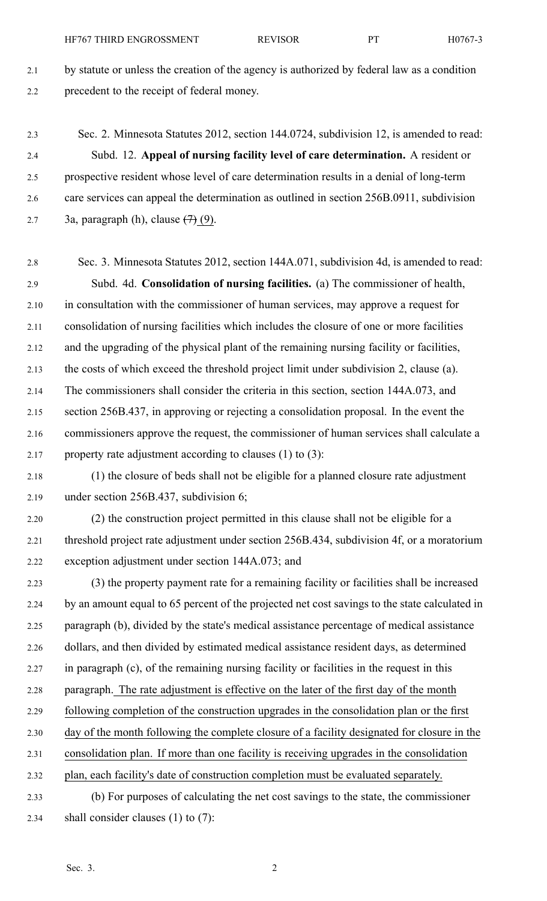by statute or unless the creation of the agency is authorized by federal law as a condition precedent to the receipt of federal money.

Sec. 2. Minnesota Statutes 2012, section 144.0724, subdivision 12, is amended to read:

Subd. 12. **Appeal of nursing facility level of care determination.** A resident or prospective resident whose level of care determination results in a denial of long-term care services can appeal the determination as outlined in section 256B.0911, subdivision 3a, paragraph (h), clause ~~(7)~~ (9).

Sec. 3. Minnesota Statutes 2012, section 144A.071, subdivision 4d, is amended to read:

Subd. 4d. **Consolidation of nursing facilities.** (a) The commissioner of health, in consultation with the commissioner of human services, may approve a request for consolidation of nursing facilities which includes the closure of one or more facilities and the upgrading of the physical plant of the remaining nursing facility or facilities, the costs of which exceed the threshold project limit under subdivision 2, clause (a). The commissioners shall consider the criteria in this section, section 144A.073, and section 256B.437, in approving or rejecting a consolidation proposal. In the event the commissioners approve the request, the commissioner of human services shall calculate a property rate adjustment according to clauses (1) to (3):

(1) the closure of beds shall not be eligible for a planned closure rate adjustment under section 256B.437, subdivision 6;

(2) the construction project permitted in this clause shall not be eligible for a threshold project rate adjustment under section 256B.434, subdivision 4f, or a moratorium exception adjustment under section 144A.073; and

(3) the property payment rate for a remaining facility or facilities shall be increased by an amount equal to 65 percent of the projected net cost savings to the state calculated in paragraph (b), divided by the state's medical assistance percentage of medical assistance dollars, and then divided by estimated medical assistance resident days, as determined in paragraph (c), of the remaining nursing facility or facilities in the request in this paragraph. <u>The rate adjustment is effective on the later of the first day of the month following completion of the construction upgrades in the consolidation plan or the first day of the month following the complete closure of a facility designated for closure in the consolidation plan. If more than one facility is receiving upgrades in the consolidation plan, each facility's date of construction completion must be evaluated separately.</u>

(b) For purposes of calculating the net cost savings to the state, the commissioner shall consider clauses (1) to (7):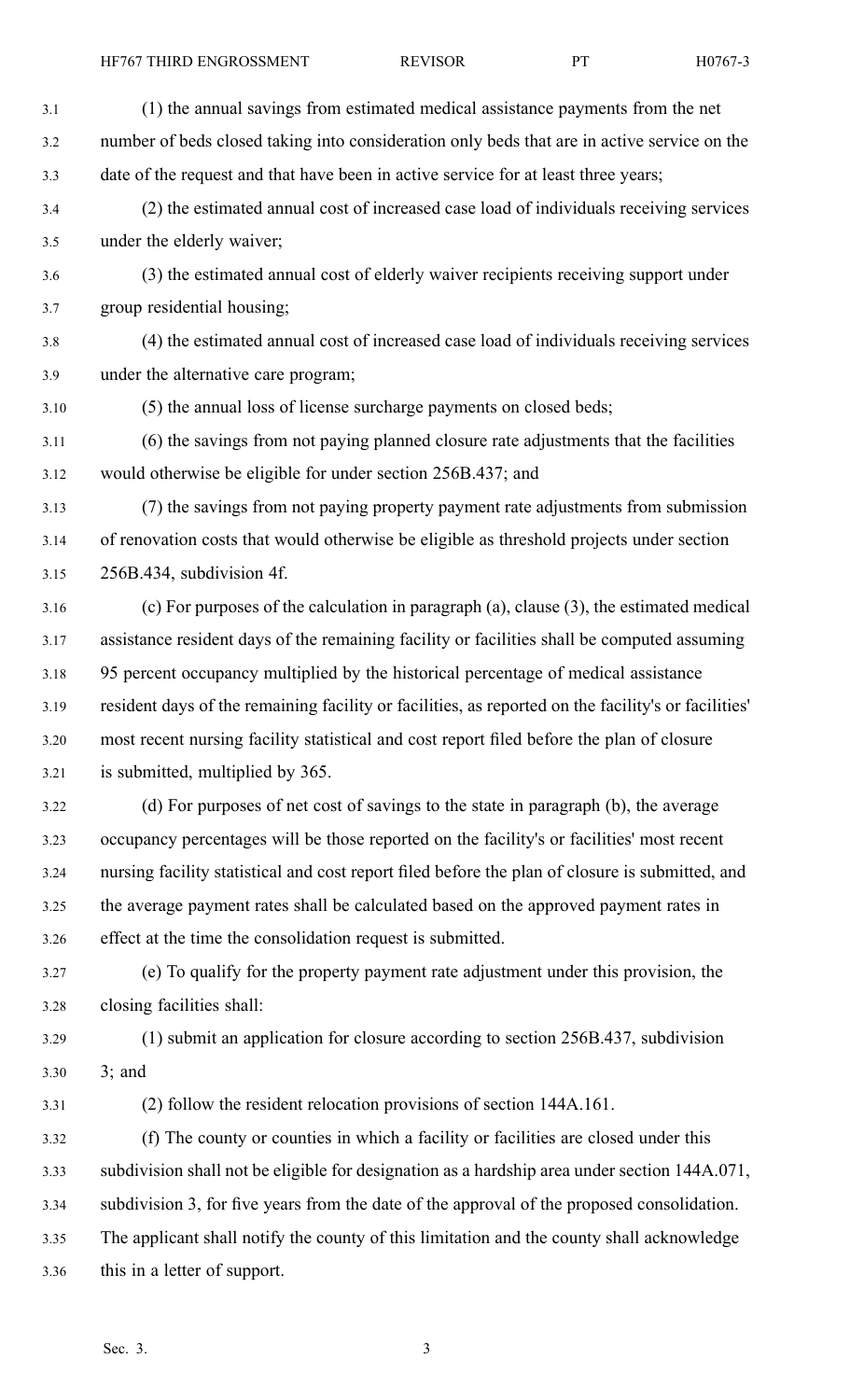(1) the annual savings from estimated medical assistance payments from the net number of beds closed taking into consideration only beds that are in active service on the date of the request and that have been in active service for at least three years;

(2) the estimated annual cost of increased case load of individuals receiving services under the elderly waiver;

(3) the estimated annual cost of elderly waiver recipients receiving support under group residential housing;

(4) the estimated annual cost of increased case load of individuals receiving services under the alternative care program;

(5) the annual loss of license surcharge payments on closed beds;

(6) the savings from not paying planned closure rate adjustments that the facilities would otherwise be eligible for under section 256B.437; and

(7) the savings from not paying property payment rate adjustments from submission of renovation costs that would otherwise be eligible as threshold projects under section 256B.434, subdivision 4f.

(c) For purposes of the calculation in paragraph (a), clause (3), the estimated medical assistance resident days of the remaining facility or facilities shall be computed assuming 95 percent occupancy multiplied by the historical percentage of medical assistance resident days of the remaining facility or facilities, as reported on the facility's or facilities' most recent nursing facility statistical and cost report filed before the plan of closure is submitted, multiplied by 365.

(d) For purposes of net cost of savings to the state in paragraph (b), the average occupancy percentages will be those reported on the facility's or facilities' most recent nursing facility statistical and cost report filed before the plan of closure is submitted, and the average payment rates shall be calculated based on the approved payment rates in effect at the time the consolidation request is submitted.

(e) To qualify for the property payment rate adjustment under this provision, the closing facilities shall:

(1) submit an application for closure according to section 256B.437, subdivision 3; and

(2) follow the resident relocation provisions of section 144A.161.

(f) The county or counties in which a facility or facilities are closed under this subdivision shall not be eligible for designation as a hardship area under section 144A.071, subdivision 3, for five years from the date of the approval of the proposed consolidation. The applicant shall notify the county of this limitation and the county shall acknowledge this in a letter of support.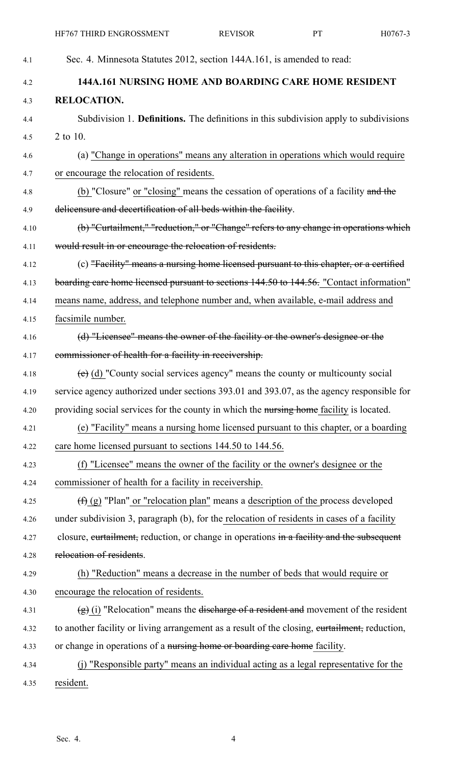Sec. 4. Minnesota Statutes 2012, section 144A.161, is amended to read:

**144A.161 NURSING HOME AND BOARDING CARE HOME RESIDENT RELOCATION.**

Subdivision 1. **Definitions.** The definitions in this subdivision apply to subdivisions 2 to 10.

(a) "Change in operations" means any alteration in operations which would require or encourage the relocation of residents.

(b) "Closure" or "closing" means the cessation of operations of a facility ~~and the delicensure and decertification of all beds within the facility~~.

~~(b) "Curtailment," "reduction," or "Change" refers to any change in operations which would result in or encourage the relocation of residents.~~

(c) ~~"Facility" means a nursing home licensed pursuant to this chapter, or a certified boarding care home licensed pursuant to sections 144.50 to 144.56.~~ "Contact information" means name, address, and telephone number and, when available, e-mail address and facsimile number.

~~(d) "Licensee" means the owner of the facility or the owner's designee or the commissioner of health for a facility in receivership.~~

~~(e)~~ (d) "County social services agency" means the county or multicounty social service agency authorized under sections 393.01 and 393.07, as the agency responsible for providing social services for the county in which the ~~nursing home~~ facility is located.

(e) "Facility" means a nursing home licensed pursuant to this chapter, or a boarding care home licensed pursuant to sections 144.50 to 144.56.

(f) "Licensee" means the owner of the facility or the owner's designee or the commissioner of health for a facility in receivership.

~~(f)~~ (g) "Plan" or "relocation plan" means a description of the process developed under subdivision 3, paragraph (b), for the relocation of residents in cases of a facility closure, ~~curtailment,~~ reduction, or change in operations ~~in a facility and the subsequent relocation of residents~~.

(h) "Reduction" means a decrease in the number of beds that would require or encourage the relocation of residents.

~~(g)~~ (i) "Relocation" means the ~~discharge of a resident and~~ movement of the resident to another facility or living arrangement as a result of the closing, ~~curtailment,~~ reduction, or change in operations of a ~~nursing home or boarding care home~~ facility.

(j) "Responsible party" means an individual acting as a legal representative for the resident.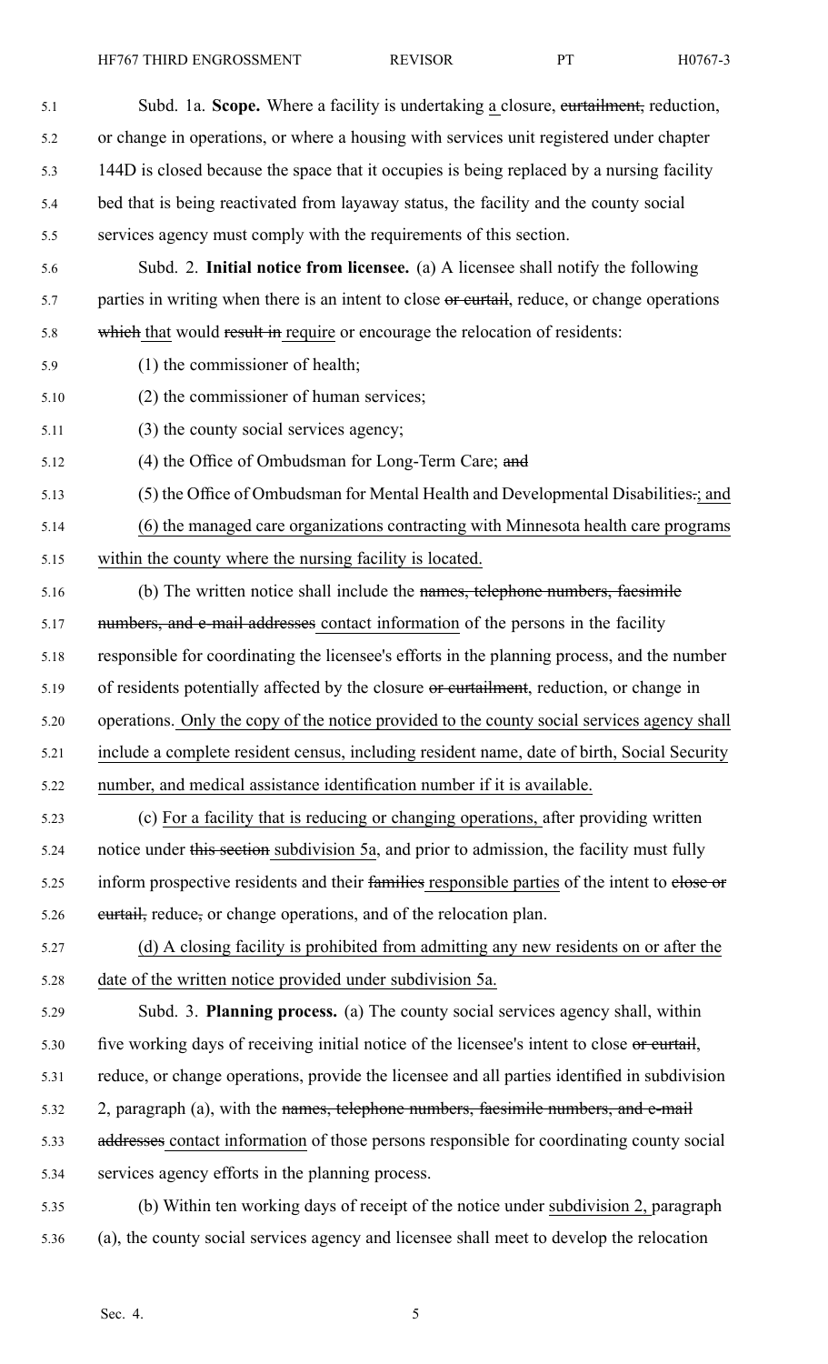Subd. 1a. **Scope.** Where a facility is undertaking a closure, ~~curtailment,~~ reduction, or change in operations, or where a housing with services unit registered under chapter 144D is closed because the space that it occupies is being replaced by a nursing facility bed that is being reactivated from layaway status, the facility and the county social services agency must comply with the requirements of this section.

Subd. 2. **Initial notice from licensee.** (a) A licensee shall notify the following parties in writing when there is an intent to close ~~or curtail~~, reduce, or change operations ~~which~~ that would ~~result in~~ require or encourage the relocation of residents:

(1) the commissioner of health;

(2) the commissioner of human services;

(3) the county social services agency;

(4) the Office of Ombudsman for Long-Term Care; ~~and~~

(5) the Office of Ombudsman for Mental Health and Developmental Disabilities~~.~~; and

(6) the managed care organizations contracting with Minnesota health care programs within the county where the nursing facility is located.

(b) The written notice shall include the ~~names, telephone numbers, facsimile numbers, and e-mail addresses~~ contact information of the persons in the facility responsible for coordinating the licensee's efforts in the planning process, and the number of residents potentially affected by the closure ~~or curtailment~~, reduction, or change in operations. Only the copy of the notice provided to the county social services agency shall include a complete resident census, including resident name, date of birth, Social Security number, and medical assistance identification number if it is available.

(c) For a facility that is reducing or changing operations, after providing written notice under ~~this section~~ subdivision 5a, and prior to admission, the facility must fully inform prospective residents and their ~~families~~ responsible parties of the intent to ~~close or curtail,~~ reduce~~,~~ or change operations, and of the relocation plan.

(d) A closing facility is prohibited from admitting any new residents on or after the date of the written notice provided under subdivision 5a.

Subd. 3. **Planning process.** (a) The county social services agency shall, within five working days of receiving initial notice of the licensee's intent to close ~~or curtail~~, reduce, or change operations, provide the licensee and all parties identified in subdivision 2, paragraph (a), with the ~~names, telephone numbers, facsimile numbers, and e-mail addresses~~ contact information of those persons responsible for coordinating county social services agency efforts in the planning process.

(b) Within ten working days of receipt of the notice under subdivision 2, paragraph (a), the county social services agency and licensee shall meet to develop the relocation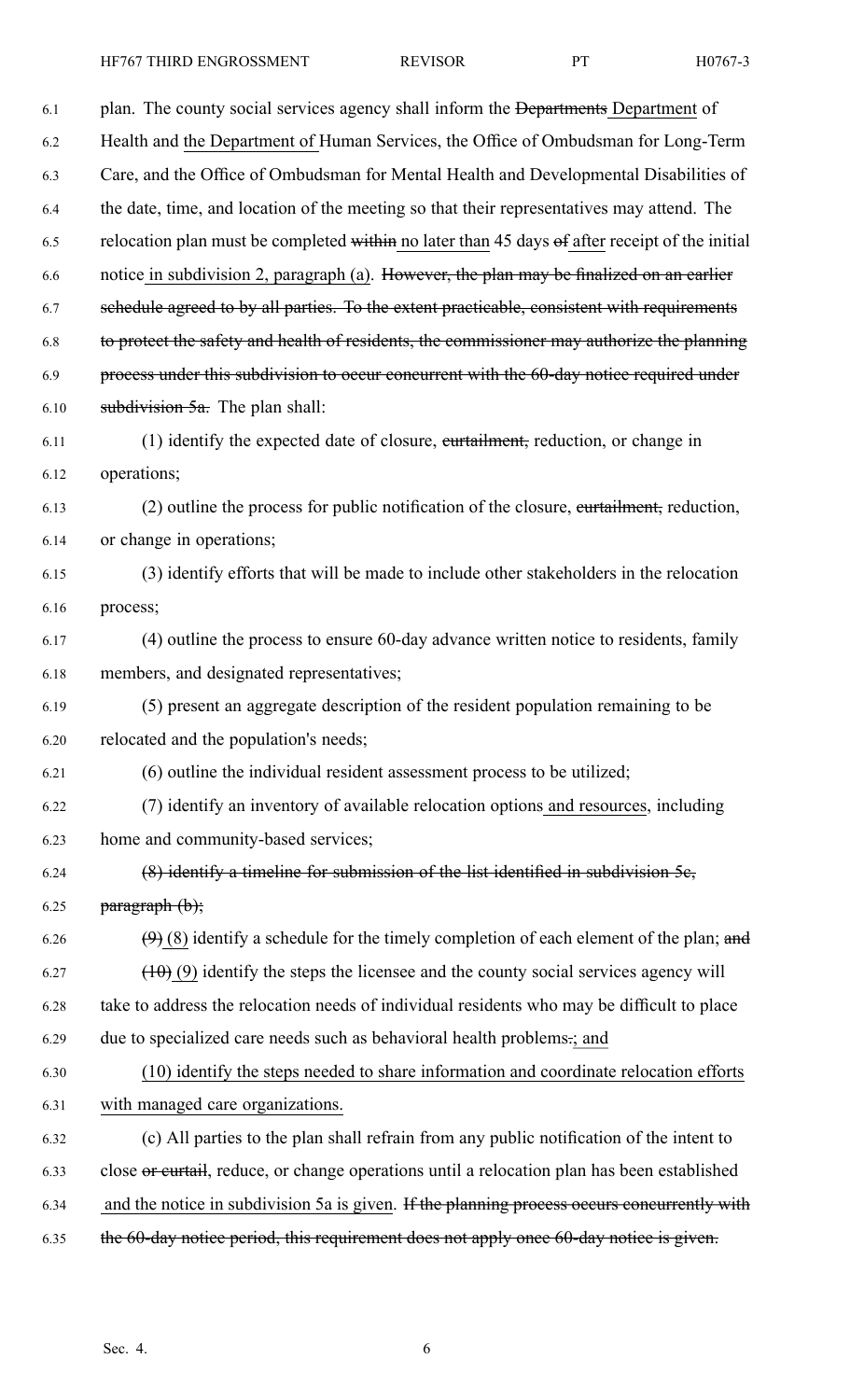plan. The county social services agency shall inform the ~~Departments~~ <u>Department</u> of Health and <u>the Department of</u> Human Services, the Office of Ombudsman for Long-Term Care, and the Office of Ombudsman for Mental Health and Developmental Disabilities of the date, time, and location of the meeting so that their representatives may attend. The relocation plan must be completed ~~within~~ <u>no later than</u> 45 days ~~of~~ <u>after</u> receipt of the initial notice <u>in subdivision 2, paragraph (a)</u>. ~~However, the plan may be finalized on an earlier schedule agreed to by all parties. To the extent practicable, consistent with requirements to protect the safety and health of residents, the commissioner may authorize the planning process under this subdivision to occur concurrent with the 60-day notice required under subdivision 5a.~~ The plan shall:

(1) identify the expected date of closure, ~~curtailment,~~ reduction, or change in operations;

(2) outline the process for public notification of the closure, ~~curtailment,~~ reduction, or change in operations;

(3) identify efforts that will be made to include other stakeholders in the relocation process;

(4) outline the process to ensure 60-day advance written notice to residents, family members, and designated representatives;

(5) present an aggregate description of the resident population remaining to be relocated and the population's needs;

(6) outline the individual resident assessment process to be utilized;

(7) identify an inventory of available relocation options <u>and resources</u>, including home and community-based services;

~~(8) identify a timeline for submission of the list identified in subdivision 5c, paragraph (b);~~

~~(9)~~ <u>(8)</u> identify a schedule for the timely completion of each element of the plan; ~~and~~

~~(10)~~ <u>(9)</u> identify the steps the licensee and the county social services agency will take to address the relocation needs of individual residents who may be difficult to place due to specialized care needs such as behavioral health problems~~.~~<u>; and</u>

<u>(10) identify the steps needed to share information and coordinate relocation efforts with managed care organizations.</u>

(c) All parties to the plan shall refrain from any public notification of the intent to close ~~or curtail~~, reduce, or change operations until a relocation plan has been established <u>and the notice in subdivision 5a is given</u>. ~~If the planning process occurs concurrently with the 60-day notice period, this requirement does not apply once 60-day notice is given.~~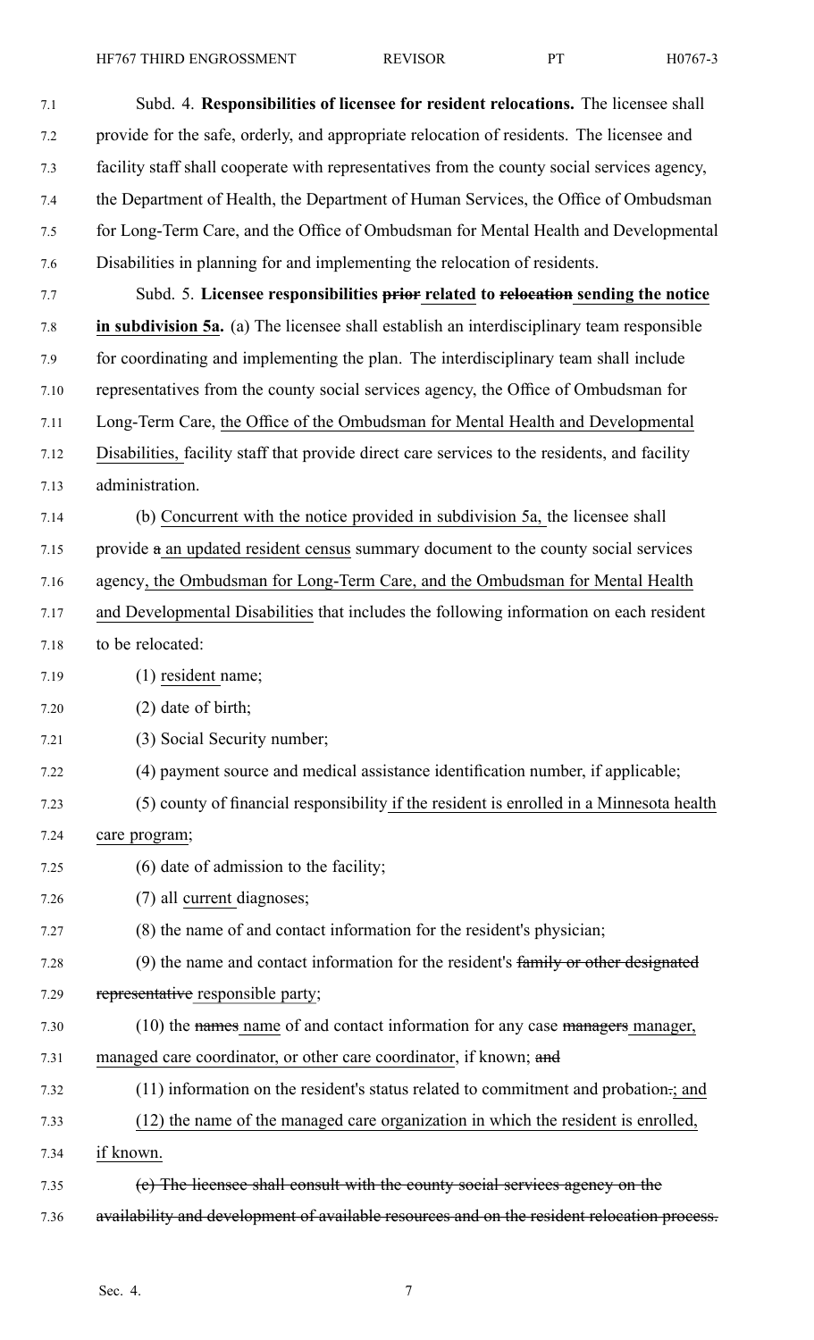Subd. 4. **Responsibilities of licensee for resident relocations.** The licensee shall provide for the safe, orderly, and appropriate relocation of residents. The licensee and facility staff shall cooperate with representatives from the county social services agency, the Department of Health, the Department of Human Services, the Office of Ombudsman for Long-Term Care, and the Office of Ombudsman for Mental Health and Developmental Disabilities in planning for and implementing the relocation of residents.

Subd. 5. **Licensee responsibilities ~~prior~~ <u>related</u> to ~~relocation~~ <u>sending the notice in subdivision 5a</u>.** (a) The licensee shall establish an interdisciplinary team responsible for coordinating and implementing the plan. The interdisciplinary team shall include representatives from the county social services agency, the Office of Ombudsman for Long-Term Care, <u>the Office of the Ombudsman for Mental Health and Developmental Disabilities,</u> facility staff that provide direct care services to the residents, and facility administration.

(b) <u>Concurrent with the notice provided in subdivision 5a,</u> the licensee shall provide ~~a~~ <u>an updated resident census</u> summary document to the county social services agency<u>, the Ombudsman for Long-Term Care, and the Ombudsman for Mental Health and Developmental Disabilities</u> that includes the following information on each resident to be relocated:

(1) <u>resident</u> name;

(2) date of birth;

(3) Social Security number;

(4) payment source and medical assistance identification number, if applicable;

(5) county of financial responsibility <u>if the resident is enrolled in a Minnesota health care program</u>;

(6) date of admission to the facility;

(7) all <u>current</u> diagnoses;

(8) the name of and contact information for the resident's physician;

(9) the name and contact information for the resident's ~~family or other designated representative~~ <u>responsible party</u>;

(10) the ~~names~~ <u>name</u> of and contact information for any case ~~managers~~ <u>manager, managed care coordinator, or other care coordinator</u>, if known; ~~and~~

(11) information on the resident's status related to commitment and probation~~.~~<u>; and</u>

<u>(12) the name of the managed care organization in which the resident is enrolled, if known.</u>

~~(c) The licensee shall consult with the county social services agency on the availability and development of available resources and on the resident relocation process.~~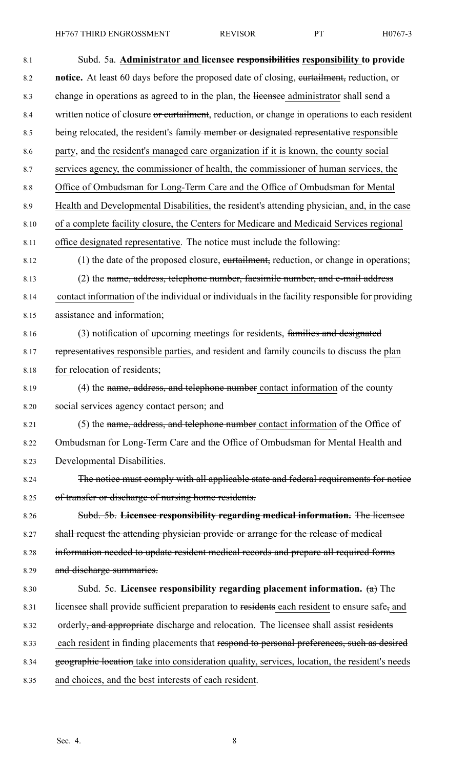Subd. 5a. **Administrator and licensee ~~responsibilities~~ responsibility to provide notice.** At least 60 days before the proposed date of closing, ~~curtailment,~~ reduction, or change in operations as agreed to in the plan, the ~~licensee~~ administrator shall send a written notice of closure ~~or curtailment~~, reduction, or change in operations to each resident being relocated, the resident's ~~family member or designated representative~~ responsible party, ~~and~~ the resident's managed care organization if it is known, the county social services agency, the commissioner of health, the commissioner of human services, the Office of Ombudsman for Long-Term Care and the Office of Ombudsman for Mental Health and Developmental Disabilities, the resident's attending physician, and, in the case of a complete facility closure, the Centers for Medicare and Medicaid Services regional office designated representative. The notice must include the following:

(1) the date of the proposed closure, ~~curtailment,~~ reduction, or change in operations;

(2) the ~~name, address, telephone number, facsimile number, and e-mail address~~ contact information of the individual or individuals in the facility responsible for providing assistance and information;

(3) notification of upcoming meetings for residents, ~~families and designated representatives~~ responsible parties, and resident and family councils to discuss the plan for relocation of residents;

(4) the ~~name, address, and telephone number~~ contact information of the county social services agency contact person; and

(5) the ~~name, address, and telephone number~~ contact information of the Office of Ombudsman for Long-Term Care and the Office of Ombudsman for Mental Health and Developmental Disabilities.

~~The notice must comply with all applicable state and federal requirements for notice of transfer or discharge of nursing home residents.~~

~~Subd. 5b. **Licensee responsibility regarding medical information.** The licensee shall request the attending physician provide or arrange for the release of medical information needed to update resident medical records and prepare all required forms and discharge summaries.~~

Subd. 5c. **Licensee responsibility regarding placement information.** ~~(a)~~ The licensee shall provide sufficient preparation to ~~residents~~ each resident to ensure safe~~,~~ and orderly~~, and appropriate~~ discharge and relocation. The licensee shall assist ~~residents~~ each resident in finding placements that ~~respond to personal preferences, such as desired geographic location~~ take into consideration quality, services, location, the resident's needs and choices, and the best interests of each resident.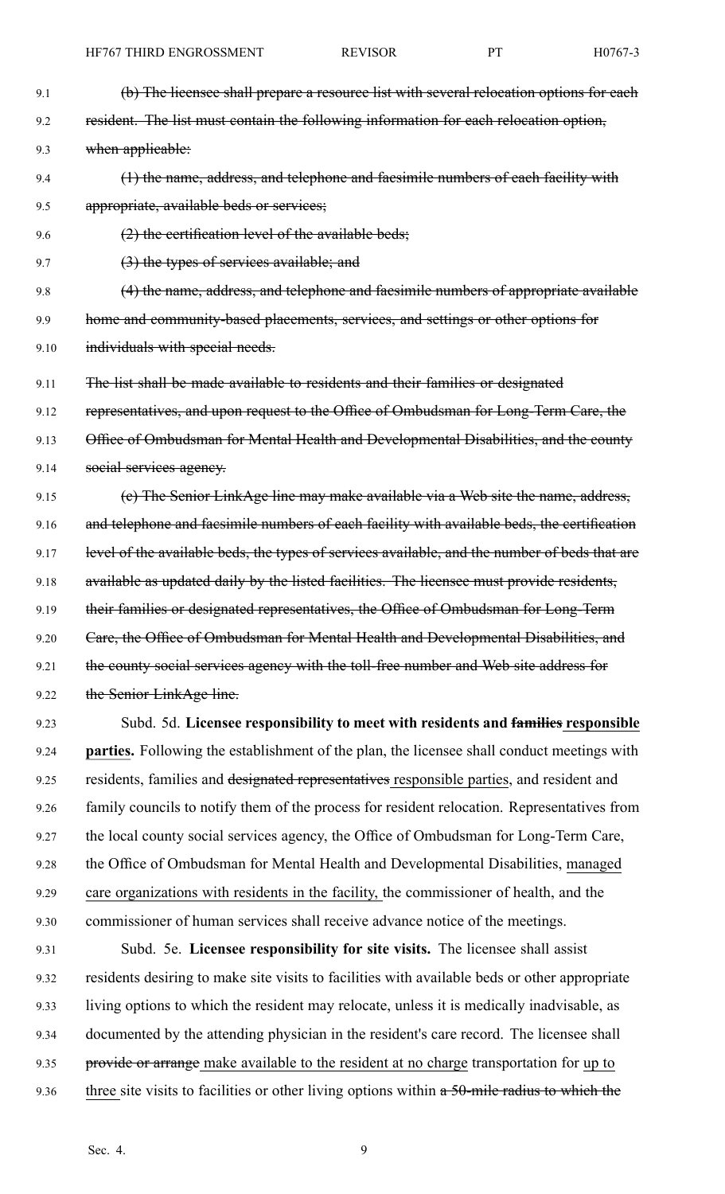~~(b) The licensee shall prepare a resource list with several relocation options for each resident. The list must contain the following information for each relocation option, when applicable:~~

~~(1) the name, address, and telephone and facsimile numbers of each facility with appropriate, available beds or services;~~

~~(2) the certification level of the available beds;~~

~~(3) the types of services available; and~~

~~(4) the name, address, and telephone and facsimile numbers of appropriate available home and community-based placements, services, and settings or other options for individuals with special needs.~~

~~The list shall be made available to residents and their families or designated representatives, and upon request to the Office of Ombudsman for Long-Term Care, the Office of Ombudsman for Mental Health and Developmental Disabilities, and the county social services agency.~~

~~(c) The Senior LinkAge line may make available via a Web site the name, address, and telephone and facsimile numbers of each facility with available beds, the certification level of the available beds, the types of services available, and the number of beds that are available as updated daily by the listed facilities. The licensee must provide residents, their families or designated representatives, the Office of Ombudsman for Long-Term Care, the Office of Ombudsman for Mental Health and Developmental Disabilities, and the county social services agency with the toll-free number and Web site address for the Senior LinkAge line.~~

Subd. 5d. **Licensee responsibility to meet with residents and ~~families~~ <u>responsible parties</u>.** Following the establishment of the plan, the licensee shall conduct meetings with residents, families and ~~designated representatives~~ <u>responsible parties</u>, and resident and family councils to notify them of the process for resident relocation. Representatives from the local county social services agency, the Office of Ombudsman for Long-Term Care, the Office of Ombudsman for Mental Health and Developmental Disabilities, <u>managed care organizations with residents in the facility,</u> the commissioner of health, and the commissioner of human services shall receive advance notice of the meetings.

Subd. 5e. **Licensee responsibility for site visits.** The licensee shall assist residents desiring to make site visits to facilities with available beds or other appropriate living options to which the resident may relocate, unless it is medically inadvisable, as documented by the attending physician in the resident's care record. The licensee shall ~~provide or arrange~~ <u>make available to the resident at no charge</u> transportation for <u>up to three</u> site visits to facilities or other living options within ~~a 50-mile radius to which the~~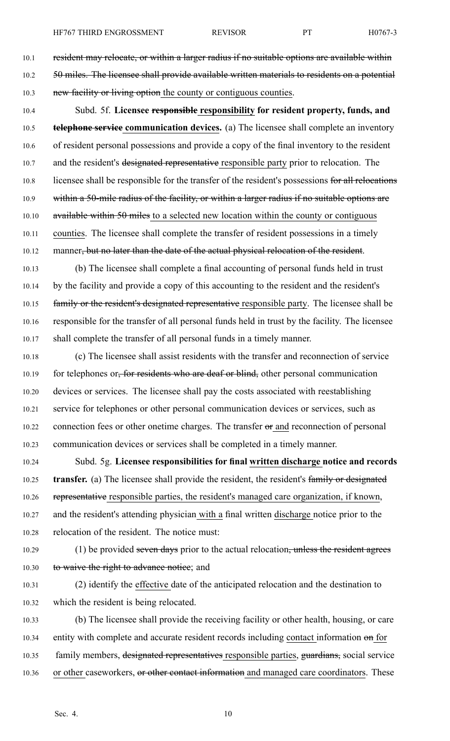~~resident may relocate, or within a larger radius if no suitable options are available within 50 miles. The licensee shall provide available written materials to residents on a potential new facility or living option~~ the county or contiguous counties.

Subd. 5f. **Licensee ~~responsible~~ responsibility for resident property, funds, and ~~telephone service~~ communication devices.** (a) The licensee shall complete an inventory of resident personal possessions and provide a copy of the final inventory to the resident and the resident's ~~designated representative~~ responsible party prior to relocation. The licensee shall be responsible for the transfer of the resident's possessions ~~for all relocations within a 50-mile radius of the facility, or within a larger radius if no suitable options are available within 50 miles~~ to a selected new location within the county or contiguous counties. The licensee shall complete the transfer of resident possessions in a timely manner~~, but no later than the date of the actual physical relocation of the resident~~.

(b) The licensee shall complete a final accounting of personal funds held in trust by the facility and provide a copy of this accounting to the resident and the resident's ~~family or the resident's designated representative~~ responsible party. The licensee shall be responsible for the transfer of all personal funds held in trust by the facility. The licensee shall complete the transfer of all personal funds in a timely manner.

(c) The licensee shall assist residents with the transfer and reconnection of service for telephones or~~, for residents who are deaf or blind,~~ other personal communication devices or services. The licensee shall pay the costs associated with reestablishing service for telephones or other personal communication devices or services, such as connection fees or other onetime charges. The transfer ~~or~~ and reconnection of personal communication devices or services shall be completed in a timely manner.

Subd. 5g. **Licensee responsibilities for final written discharge notice and records transfer.** (a) The licensee shall provide the resident, the resident's ~~family or designated representative~~ responsible parties, the resident's managed care organization, if known, and the resident's attending physician with a final written discharge notice prior to the relocation of the resident. The notice must:

(1) be provided ~~seven days~~ prior to the actual relocation~~, unless the resident agrees to waive the right to advance notice~~; and

(2) identify the effective date of the anticipated relocation and the destination to which the resident is being relocated.

(b) The licensee shall provide the receiving facility or other health, housing, or care entity with complete and accurate resident records including contact information ~~on~~ for family members, ~~designated representatives~~ responsible parties, ~~guardians,~~ social service or other caseworkers, ~~or other contact information~~ and managed care coordinators. These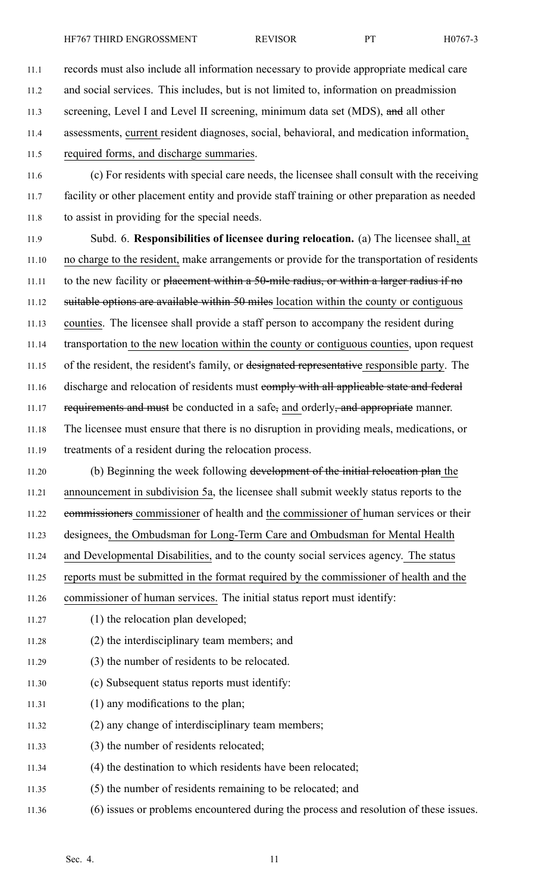records must also include all information necessary to provide appropriate medical care and social services. This includes, but is not limited to, information on preadmission screening, Level I and Level II screening, minimum data set (MDS), ~~and~~ all other assessments, current resident diagnoses, social, behavioral, and medication information, required forms, and discharge summaries.

(c) For residents with special care needs, the licensee shall consult with the receiving facility or other placement entity and provide staff training or other preparation as needed to assist in providing for the special needs.

Subd. 6. **Responsibilities of licensee during relocation.** (a) The licensee shall, at no charge to the resident, make arrangements or provide for the transportation of residents to the new facility or ~~placement within a 50-mile radius, or within a larger radius if no suitable options are available within 50 miles~~ location within the county or contiguous counties. The licensee shall provide a staff person to accompany the resident during transportation to the new location within the county or contiguous counties, upon request of the resident, the resident's family, or ~~designated representative~~ responsible party. The discharge and relocation of residents must ~~comply with all applicable state and federal requirements and must~~ be conducted in a safe~~,~~ and orderly~~, and appropriate~~ manner. The licensee must ensure that there is no disruption in providing meals, medications, or treatments of a resident during the relocation process.

(b) Beginning the week following ~~development of the initial relocation plan~~ the announcement in subdivision 5a, the licensee shall submit weekly status reports to the ~~commissioners~~ commissioner of health and the commissioner of human services or their designees, the Ombudsman for Long-Term Care and Ombudsman for Mental Health and Developmental Disabilities, and to the county social services agency. The status reports must be submitted in the format required by the commissioner of health and the commissioner of human services. The initial status report must identify:

(1) the relocation plan developed;

(2) the interdisciplinary team members; and

(3) the number of residents to be relocated.

(c) Subsequent status reports must identify:

(1) any modifications to the plan;

(2) any change of interdisciplinary team members;

(3) the number of residents relocated;

(4) the destination to which residents have been relocated;

(5) the number of residents remaining to be relocated; and

(6) issues or problems encountered during the process and resolution of these issues.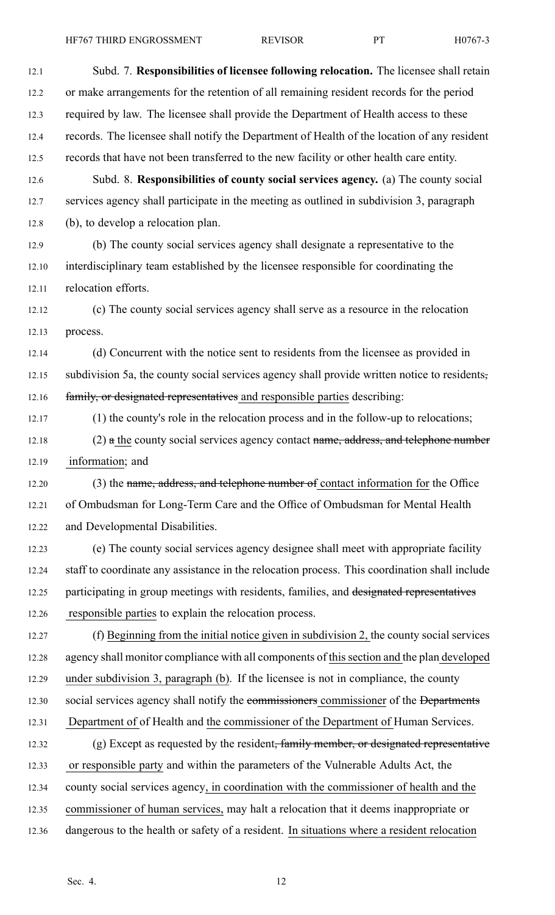Subd. 7. **Responsibilities of licensee following relocation.** The licensee shall retain or make arrangements for the retention of all remaining resident records for the period required by law. The licensee shall provide the Department of Health access to these records. The licensee shall notify the Department of Health of the location of any resident records that have not been transferred to the new facility or other health care entity.

Subd. 8. **Responsibilities of county social services agency.** (a) The county social services agency shall participate in the meeting as outlined in subdivision 3, paragraph (b), to develop a relocation plan.

(b) The county social services agency shall designate a representative to the interdisciplinary team established by the licensee responsible for coordinating the relocation efforts.

(c) The county social services agency shall serve as a resource in the relocation process.

(d) Concurrent with the notice sent to residents from the licensee as provided in subdivision 5a, the county social services agency shall provide written notice to residents~~, family, or designated representatives~~ and responsible parties describing:

(1) the county's role in the relocation process and in the follow-up to relocations;

(2) ~~a~~ the county social services agency contact ~~name, address, and telephone number~~ information; and

(3) the ~~name, address, and telephone number of~~ contact information for the Office of Ombudsman for Long-Term Care and the Office of Ombudsman for Mental Health and Developmental Disabilities.

(e) The county social services agency designee shall meet with appropriate facility staff to coordinate any assistance in the relocation process. This coordination shall include participating in group meetings with residents, families, and ~~designated representatives~~ responsible parties to explain the relocation process.

(f) Beginning from the initial notice given in subdivision 2, the county social services agency shall monitor compliance with all components of this section and the plan developed under subdivision 3, paragraph (b). If the licensee is not in compliance, the county social services agency shall notify the ~~commissioners~~ commissioner of the ~~Departments~~ Department of of Health and the commissioner of the Department of Human Services.

(g) Except as requested by the resident~~, family member, or designated representative~~ or responsible party and within the parameters of the Vulnerable Adults Act, the county social services agency, in coordination with the commissioner of health and the commissioner of human services, may halt a relocation that it deems inappropriate or dangerous to the health or safety of a resident. In situations where a resident relocation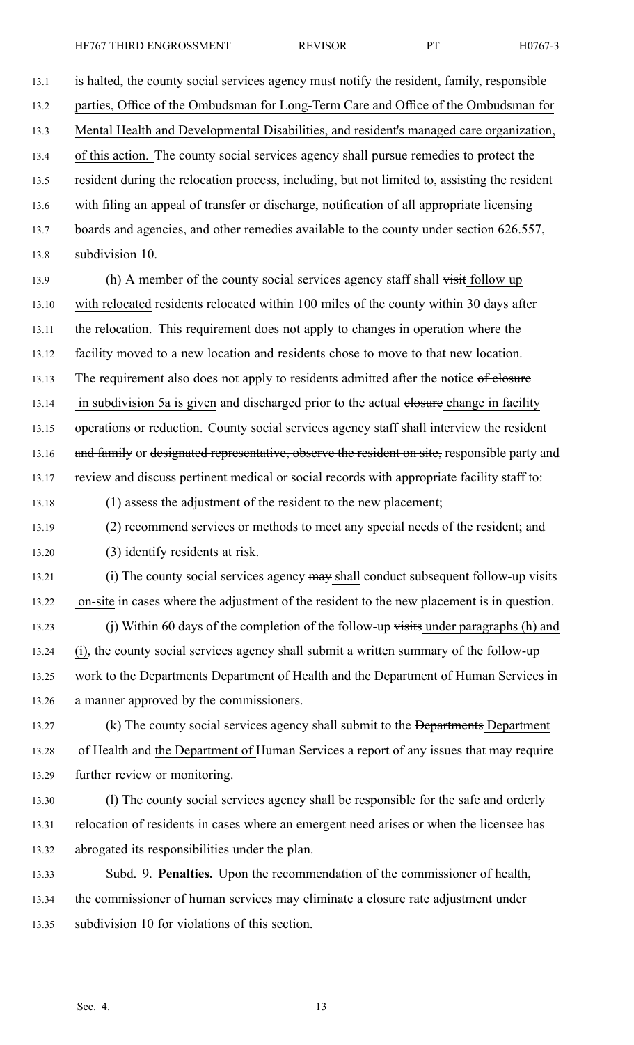is halted, the county social services agency must notify the resident, family, responsible parties, Office of the Ombudsman for Long-Term Care and Office of the Ombudsman for Mental Health and Developmental Disabilities, and resident's managed care organization, of this action. The county social services agency shall pursue remedies to protect the resident during the relocation process, including, but not limited to, assisting the resident with filing an appeal of transfer or discharge, notification of all appropriate licensing boards and agencies, and other remedies available to the county under section 626.557, subdivision 10.

(h) A member of the county social services agency staff shall ~~visit~~ follow up with relocated residents ~~relocated~~ within ~~100 miles of the county within~~ 30 days after the relocation. This requirement does not apply to changes in operation where the facility moved to a new location and residents chose to move to that new location. The requirement also does not apply to residents admitted after the notice ~~of closure~~ in subdivision 5a is given and discharged prior to the actual ~~closure~~ change in facility operations or reduction. County social services agency staff shall interview the resident ~~and family~~ or ~~designated representative, observe the resident on site,~~ responsible party and review and discuss pertinent medical or social records with appropriate facility staff to:

(1) assess the adjustment of the resident to the new placement;

(2) recommend services or methods to meet any special needs of the resident; and

(3) identify residents at risk.

(i) The county social services agency ~~may~~ shall conduct subsequent follow-up visits on-site in cases where the adjustment of the resident to the new placement is in question.

(j) Within 60 days of the completion of the follow-up ~~visits~~ under paragraphs (h) and (i), the county social services agency shall submit a written summary of the follow-up work to the ~~Departments~~ Department of Health and the Department of Human Services in a manner approved by the commissioners.

(k) The county social services agency shall submit to the ~~Departments~~ Department of Health and the Department of Human Services a report of any issues that may require further review or monitoring.

(l) The county social services agency shall be responsible for the safe and orderly relocation of residents in cases where an emergent need arises or when the licensee has abrogated its responsibilities under the plan.

Subd. 9. **Penalties.** Upon the recommendation of the commissioner of health, the commissioner of human services may eliminate a closure rate adjustment under subdivision 10 for violations of this section.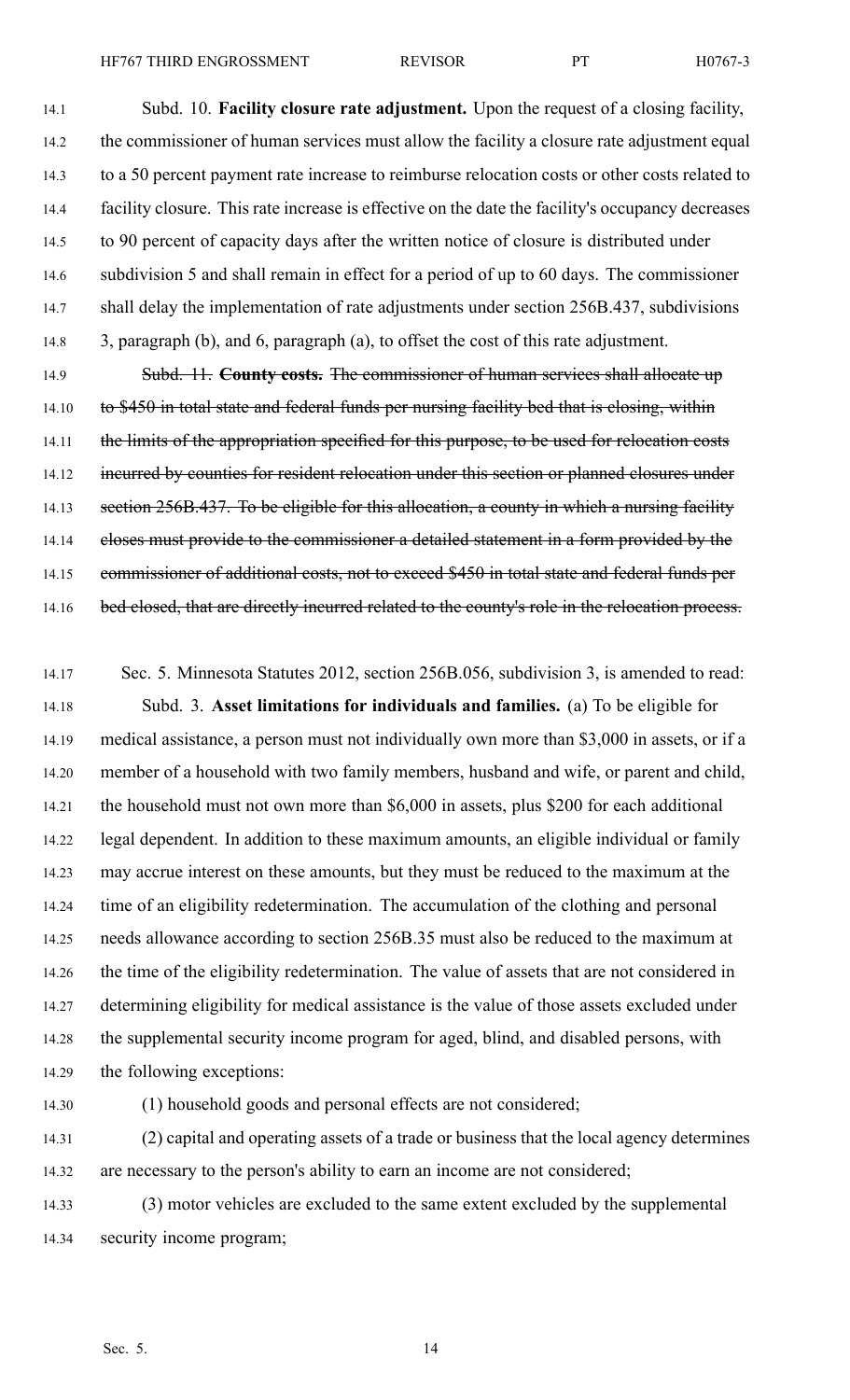Subd. 10. **Facility closure rate adjustment.** Upon the request of a closing facility, the commissioner of human services must allow the facility a closure rate adjustment equal to a 50 percent payment rate increase to reimburse relocation costs or other costs related to facility closure. This rate increase is effective on the date the facility's occupancy decreases to 90 percent of capacity days after the written notice of closure is distributed under subdivision 5 and shall remain in effect for a period of up to 60 days. The commissioner shall delay the implementation of rate adjustments under section 256B.437, subdivisions 3, paragraph (b), and 6, paragraph (a), to offset the cost of this rate adjustment.

~~Subd. 11. **County costs.** The commissioner of human services shall allocate up to $450 in total state and federal funds per nursing facility bed that is closing, within the limits of the appropriation specified for this purpose, to be used for relocation costs incurred by counties for resident relocation under this section or planned closures under section 256B.437. To be eligible for this allocation, a county in which a nursing facility closes must provide to the commissioner a detailed statement in a form provided by the commissioner of additional costs, not to exceed $450 in total state and federal funds per bed closed, that are directly incurred related to the county's role in the relocation process.~~

Sec. 5. Minnesota Statutes 2012, section 256B.056, subdivision 3, is amended to read:

Subd. 3. **Asset limitations for individuals and families.** (a) To be eligible for medical assistance, a person must not individually own more than $3,000 in assets, or if a member of a household with two family members, husband and wife, or parent and child, the household must not own more than $6,000 in assets, plus $200 for each additional legal dependent. In addition to these maximum amounts, an eligible individual or family may accrue interest on these amounts, but they must be reduced to the maximum at the time of an eligibility redetermination. The accumulation of the clothing and personal needs allowance according to section 256B.35 must also be reduced to the maximum at the time of the eligibility redetermination. The value of assets that are not considered in determining eligibility for medical assistance is the value of those assets excluded under the supplemental security income program for aged, blind, and disabled persons, with the following exceptions:

(1) household goods and personal effects are not considered;

(2) capital and operating assets of a trade or business that the local agency determines are necessary to the person's ability to earn an income are not considered;

(3) motor vehicles are excluded to the same extent excluded by the supplemental security income program;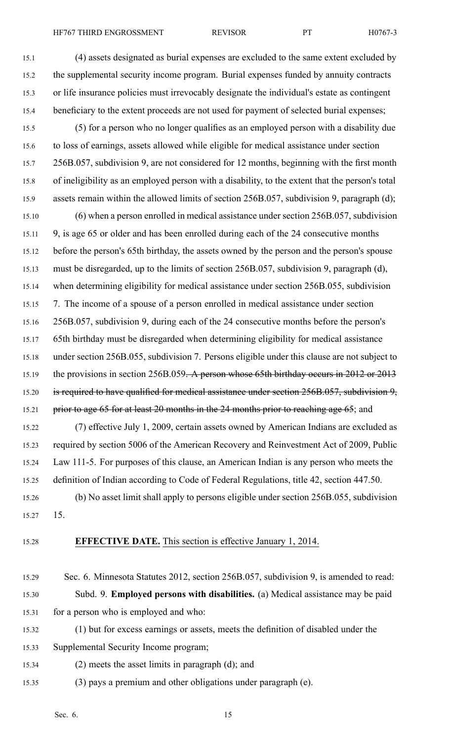(4) assets designated as burial expenses are excluded to the same extent excluded by the supplemental security income program. Burial expenses funded by annuity contracts or life insurance policies must irrevocably designate the individual's estate as contingent beneficiary to the extent proceeds are not used for payment of selected burial expenses;

(5) for a person who no longer qualifies as an employed person with a disability due to loss of earnings, assets allowed while eligible for medical assistance under section 256B.057, subdivision 9, are not considered for 12 months, beginning with the first month of ineligibility as an employed person with a disability, to the extent that the person's total assets remain within the allowed limits of section 256B.057, subdivision 9, paragraph (d);

(6) when a person enrolled in medical assistance under section 256B.057, subdivision 9, is age 65 or older and has been enrolled during each of the 24 consecutive months before the person's 65th birthday, the assets owned by the person and the person's spouse must be disregarded, up to the limits of section 256B.057, subdivision 9, paragraph (d), when determining eligibility for medical assistance under section 256B.055, subdivision 7. The income of a spouse of a person enrolled in medical assistance under section 256B.057, subdivision 9, during each of the 24 consecutive months before the person's 65th birthday must be disregarded when determining eligibility for medical assistance under section 256B.055, subdivision 7. Persons eligible under this clause are not subject to the provisions in section 256B.059~~. A person whose 65th birthday occurs in 2012 or 2013 is required to have qualified for medical assistance under section 256B.057, subdivision 9, prior to age 65 for at least 20 months in the 24 months prior to reaching age 65~~; and

(7) effective July 1, 2009, certain assets owned by American Indians are excluded as required by section 5006 of the American Recovery and Reinvestment Act of 2009, Public Law 111-5. For purposes of this clause, an American Indian is any person who meets the definition of Indian according to Code of Federal Regulations, title 42, section 447.50.

(b) No asset limit shall apply to persons eligible under section 256B.055, subdivision 15.

**EFFECTIVE DATE.** This section is effective January 1, 2014.

Sec. 6. Minnesota Statutes 2012, section 256B.057, subdivision 9, is amended to read:

Subd. 9. **Employed persons with disabilities.** (a) Medical assistance may be paid for a person who is employed and who:

(1) but for excess earnings or assets, meets the definition of disabled under the Supplemental Security Income program;

(2) meets the asset limits in paragraph (d); and

(3) pays a premium and other obligations under paragraph (e).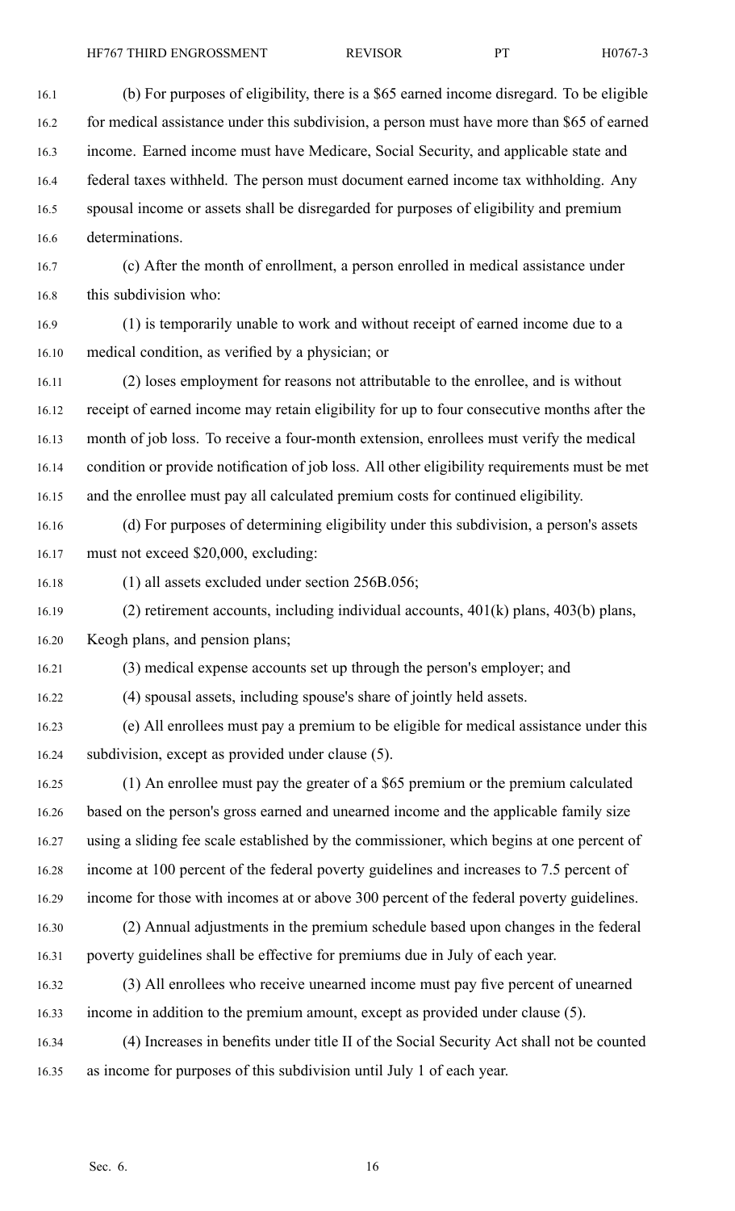(b) For purposes of eligibility, there is a $65 earned income disregard. To be eligible for medical assistance under this subdivision, a person must have more than $65 of earned income. Earned income must have Medicare, Social Security, and applicable state and federal taxes withheld. The person must document earned income tax withholding. Any spousal income or assets shall be disregarded for purposes of eligibility and premium determinations.

(c) After the month of enrollment, a person enrolled in medical assistance under this subdivision who:

(1) is temporarily unable to work and without receipt of earned income due to a medical condition, as verified by a physician; or

(2) loses employment for reasons not attributable to the enrollee, and is without receipt of earned income may retain eligibility for up to four consecutive months after the month of job loss. To receive a four-month extension, enrollees must verify the medical condition or provide notification of job loss. All other eligibility requirements must be met and the enrollee must pay all calculated premium costs for continued eligibility.

(d) For purposes of determining eligibility under this subdivision, a person's assets must not exceed $20,000, excluding:

(1) all assets excluded under section 256B.056;

(2) retirement accounts, including individual accounts, 401(k) plans, 403(b) plans, Keogh plans, and pension plans;

(3) medical expense accounts set up through the person's employer; and

(4) spousal assets, including spouse's share of jointly held assets.

(e) All enrollees must pay a premium to be eligible for medical assistance under this subdivision, except as provided under clause (5).

(1) An enrollee must pay the greater of a $65 premium or the premium calculated based on the person's gross earned and unearned income and the applicable family size using a sliding fee scale established by the commissioner, which begins at one percent of income at 100 percent of the federal poverty guidelines and increases to 7.5 percent of income for those with incomes at or above 300 percent of the federal poverty guidelines.

(2) Annual adjustments in the premium schedule based upon changes in the federal poverty guidelines shall be effective for premiums due in July of each year.

(3) All enrollees who receive unearned income must pay five percent of unearned income in addition to the premium amount, except as provided under clause (5).

(4) Increases in benefits under title II of the Social Security Act shall not be counted as income for purposes of this subdivision until July 1 of each year.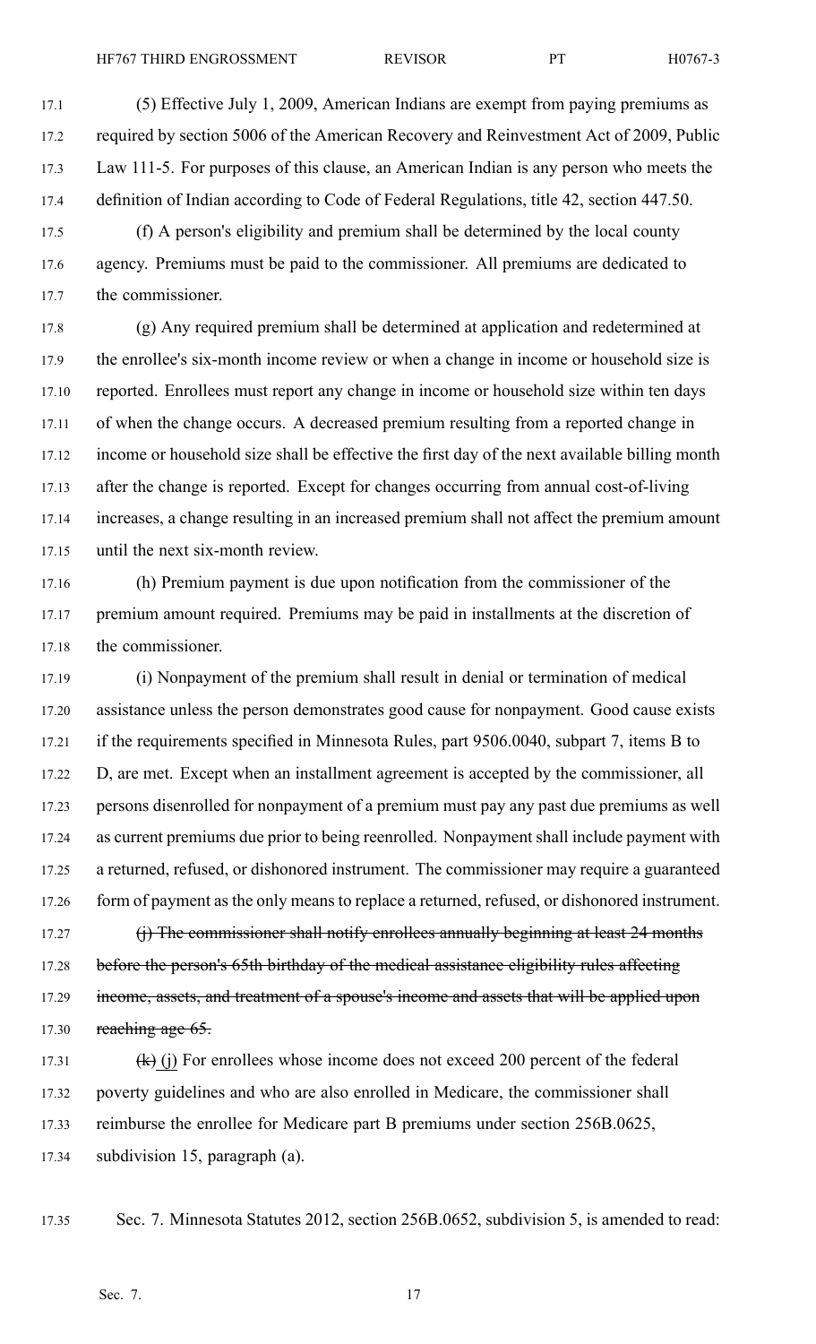(5) Effective July 1, 2009, American Indians are exempt from paying premiums as required by section 5006 of the American Recovery and Reinvestment Act of 2009, Public Law 111-5. For purposes of this clause, an American Indian is any person who meets the definition of Indian according to Code of Federal Regulations, title 42, section 447.50.

(f) A person's eligibility and premium shall be determined by the local county agency. Premiums must be paid to the commissioner. All premiums are dedicated to the commissioner.

(g) Any required premium shall be determined at application and redetermined at the enrollee's six-month income review or when a change in income or household size is reported. Enrollees must report any change in income or household size within ten days of when the change occurs. A decreased premium resulting from a reported change in income or household size shall be effective the first day of the next available billing month after the change is reported. Except for changes occurring from annual cost-of-living increases, a change resulting in an increased premium shall not affect the premium amount until the next six-month review.

(h) Premium payment is due upon notification from the commissioner of the premium amount required. Premiums may be paid in installments at the discretion of the commissioner.

(i) Nonpayment of the premium shall result in denial or termination of medical assistance unless the person demonstrates good cause for nonpayment. Good cause exists if the requirements specified in Minnesota Rules, part 9506.0040, subpart 7, items B to D, are met. Except when an installment agreement is accepted by the commissioner, all persons disenrolled for nonpayment of a premium must pay any past due premiums as well as current premiums due prior to being reenrolled. Nonpayment shall include payment with a returned, refused, or dishonored instrument. The commissioner may require a guaranteed form of payment as the only means to replace a returned, refused, or dishonored instrument.

~~(j) The commissioner shall notify enrollees annually beginning at least 24 months before the person's 65th birthday of the medical assistance eligibility rules affecting income, assets, and treatment of a spouse's income and assets that will be applied upon reaching age 65.~~

~~(k)~~ (j) For enrollees whose income does not exceed 200 percent of the federal poverty guidelines and who are also enrolled in Medicare, the commissioner shall reimburse the enrollee for Medicare part B premiums under section 256B.0625, subdivision 15, paragraph (a).

Sec. 7. Minnesota Statutes 2012, section 256B.0652, subdivision 5, is amended to read: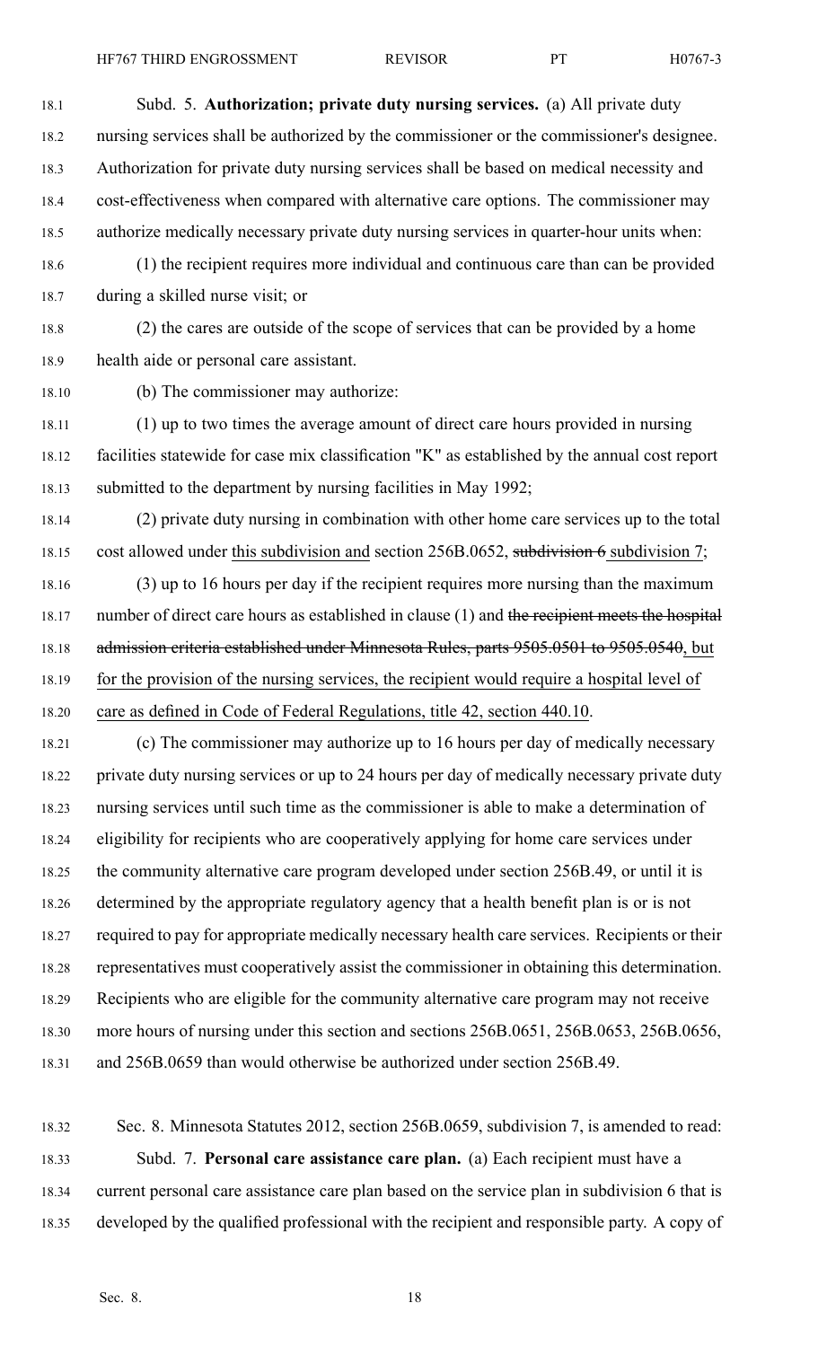Subd. 5. **Authorization; private duty nursing services.** (a) All private duty nursing services shall be authorized by the commissioner or the commissioner's designee. Authorization for private duty nursing services shall be based on medical necessity and cost-effectiveness when compared with alternative care options. The commissioner may authorize medically necessary private duty nursing services in quarter-hour units when:

(1) the recipient requires more individual and continuous care than can be provided during a skilled nurse visit; or

(2) the cares are outside of the scope of services that can be provided by a home health aide or personal care assistant.

(b) The commissioner may authorize:

(1) up to two times the average amount of direct care hours provided in nursing facilities statewide for case mix classification "K" as established by the annual cost report submitted to the department by nursing facilities in May 1992;

(2) private duty nursing in combination with other home care services up to the total cost allowed under this subdivision and section 256B.0652, ~~subdivision 6~~ subdivision 7;

(3) up to 16 hours per day if the recipient requires more nursing than the maximum number of direct care hours as established in clause (1) and ~~the recipient meets the hospital admission criteria established under Minnesota Rules, parts 9505.0501 to 9505.0540~~, but for the provision of the nursing services, the recipient would require a hospital level of care as defined in Code of Federal Regulations, title 42, section 440.10.

(c) The commissioner may authorize up to 16 hours per day of medically necessary private duty nursing services or up to 24 hours per day of medically necessary private duty nursing services until such time as the commissioner is able to make a determination of eligibility for recipients who are cooperatively applying for home care services under the community alternative care program developed under section 256B.49, or until it is determined by the appropriate regulatory agency that a health benefit plan is or is not required to pay for appropriate medically necessary health care services. Recipients or their representatives must cooperatively assist the commissioner in obtaining this determination. Recipients who are eligible for the community alternative care program may not receive more hours of nursing under this section and sections 256B.0651, 256B.0653, 256B.0656, and 256B.0659 than would otherwise be authorized under section 256B.49.

Sec. 8. Minnesota Statutes 2012, section 256B.0659, subdivision 7, is amended to read:

Subd. 7. **Personal care assistance care plan.** (a) Each recipient must have a current personal care assistance care plan based on the service plan in subdivision 6 that is developed by the qualified professional with the recipient and responsible party. A copy of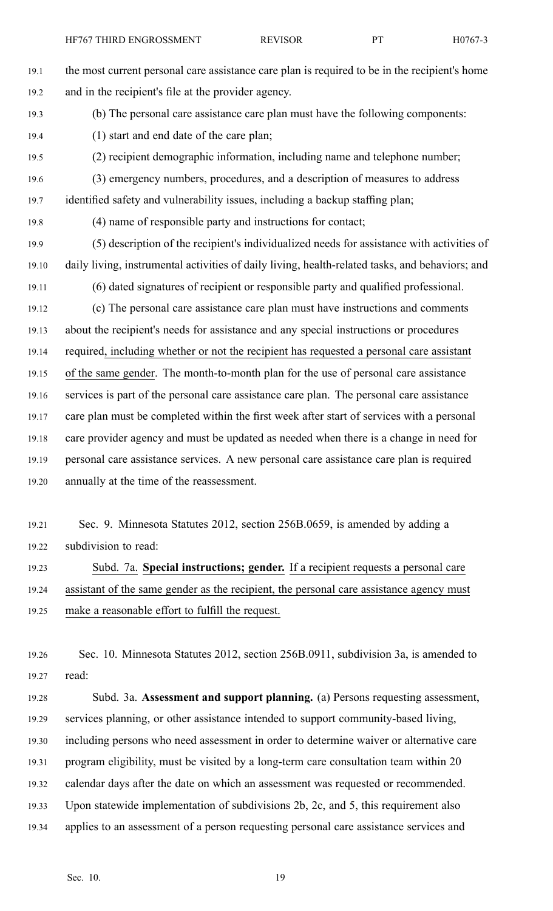the most current personal care assistance care plan is required to be in the recipient's home and in the recipient's file at the provider agency.

(b) The personal care assistance care plan must have the following components:

(1) start and end date of the care plan;

(2) recipient demographic information, including name and telephone number;

(3) emergency numbers, procedures, and a description of measures to address identified safety and vulnerability issues, including a backup staffing plan;

(4) name of responsible party and instructions for contact;

(5) description of the recipient's individualized needs for assistance with activities of daily living, instrumental activities of daily living, health-related tasks, and behaviors; and

(6) dated signatures of recipient or responsible party and qualified professional.

(c) The personal care assistance care plan must have instructions and comments about the recipient's needs for assistance and any special instructions or procedures required, including whether or not the recipient has requested a personal care assistant of the same gender. The month-to-month plan for the use of personal care assistance services is part of the personal care assistance care plan. The personal care assistance care plan must be completed within the first week after start of services with a personal care provider agency and must be updated as needed when there is a change in need for personal care assistance services. A new personal care assistance care plan is required annually at the time of the reassessment.

Sec. 9. Minnesota Statutes 2012, section 256B.0659, is amended by adding a subdivision to read:

Subd. 7a. **Special instructions; gender.** If a recipient requests a personal care assistant of the same gender as the recipient, the personal care assistance agency must make a reasonable effort to fulfill the request.

Sec. 10. Minnesota Statutes 2012, section 256B.0911, subdivision 3a, is amended to read:

Subd. 3a. **Assessment and support planning.** (a) Persons requesting assessment, services planning, or other assistance intended to support community-based living, including persons who need assessment in order to determine waiver or alternative care program eligibility, must be visited by a long-term care consultation team within 20 calendar days after the date on which an assessment was requested or recommended. Upon statewide implementation of subdivisions 2b, 2c, and 5, this requirement also applies to an assessment of a person requesting personal care assistance services and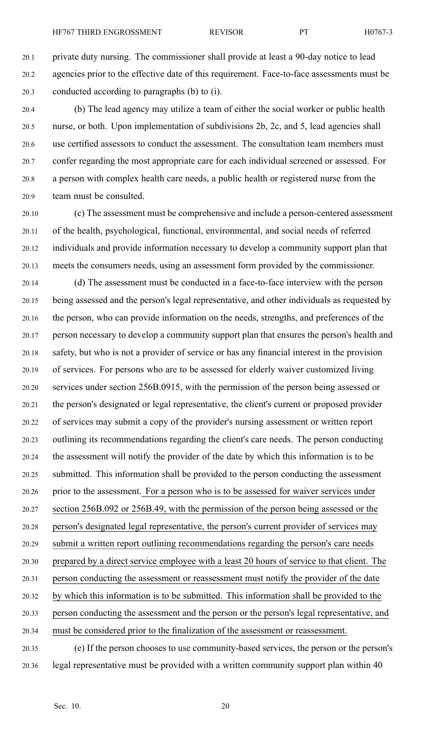private duty nursing. The commissioner shall provide at least a 90-day notice to lead agencies prior to the effective date of this requirement. Face-to-face assessments must be conducted according to paragraphs (b) to (i).

(b) The lead agency may utilize a team of either the social worker or public health nurse, or both. Upon implementation of subdivisions 2b, 2c, and 5, lead agencies shall use certified assessors to conduct the assessment. The consultation team members must confer regarding the most appropriate care for each individual screened or assessed. For a person with complex health care needs, a public health or registered nurse from the team must be consulted.

(c) The assessment must be comprehensive and include a person-centered assessment of the health, psychological, functional, environmental, and social needs of referred individuals and provide information necessary to develop a community support plan that meets the consumers needs, using an assessment form provided by the commissioner.

(d) The assessment must be conducted in a face-to-face interview with the person being assessed and the person's legal representative, and other individuals as requested by the person, who can provide information on the needs, strengths, and preferences of the person necessary to develop a community support plan that ensures the person's health and safety, but who is not a provider of service or has any financial interest in the provision of services. For persons who are to be assessed for elderly waiver customized living services under section 256B.0915, with the permission of the person being assessed or the person's designated or legal representative, the client's current or proposed provider of services may submit a copy of the provider's nursing assessment or written report outlining its recommendations regarding the client's care needs. The person conducting the assessment will notify the provider of the date by which this information is to be submitted. This information shall be provided to the person conducting the assessment prior to the assessment. For a person who is to be assessed for waiver services under section 256B.092 or 256B.49, with the permission of the person being assessed or the person's designated legal representative, the person's current provider of services may submit a written report outlining recommendations regarding the person's care needs prepared by a direct service employee with a least 20 hours of service to that client. The person conducting the assessment or reassessment must notify the provider of the date by which this information is to be submitted. This information shall be provided to the person conducting the assessment and the person or the person's legal representative, and must be considered prior to the finalization of the assessment or reassessment.

(e) If the person chooses to use community-based services, the person or the person's legal representative must be provided with a written community support plan within 40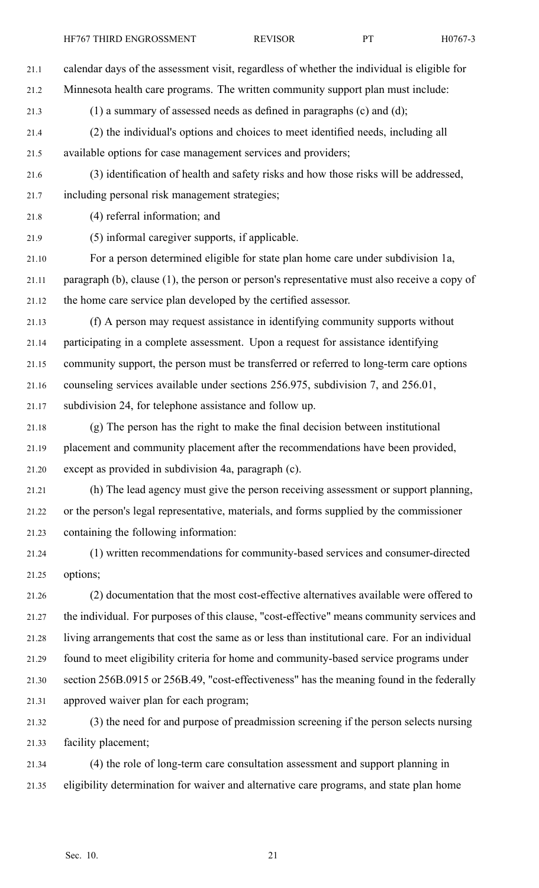calendar days of the assessment visit, regardless of whether the individual is eligible for Minnesota health care programs. The written community support plan must include:

(1) a summary of assessed needs as defined in paragraphs (c) and (d);

(2) the individual's options and choices to meet identified needs, including all available options for case management services and providers;

(3) identification of health and safety risks and how those risks will be addressed, including personal risk management strategies;

(4) referral information; and

(5) informal caregiver supports, if applicable.

For a person determined eligible for state plan home care under subdivision 1a, paragraph (b), clause (1), the person or person's representative must also receive a copy of the home care service plan developed by the certified assessor.

(f) A person may request assistance in identifying community supports without participating in a complete assessment. Upon a request for assistance identifying community support, the person must be transferred or referred to long-term care options counseling services available under sections 256.975, subdivision 7, and 256.01, subdivision 24, for telephone assistance and follow up.

(g) The person has the right to make the final decision between institutional placement and community placement after the recommendations have been provided, except as provided in subdivision 4a, paragraph (c).

(h) The lead agency must give the person receiving assessment or support planning, or the person's legal representative, materials, and forms supplied by the commissioner containing the following information:

(1) written recommendations for community-based services and consumer-directed options;

(2) documentation that the most cost-effective alternatives available were offered to the individual. For purposes of this clause, "cost-effective" means community services and living arrangements that cost the same as or less than institutional care. For an individual found to meet eligibility criteria for home and community-based service programs under section 256B.0915 or 256B.49, "cost-effectiveness" has the meaning found in the federally approved waiver plan for each program;

(3) the need for and purpose of preadmission screening if the person selects nursing facility placement;

(4) the role of long-term care consultation assessment and support planning in eligibility determination for waiver and alternative care programs, and state plan home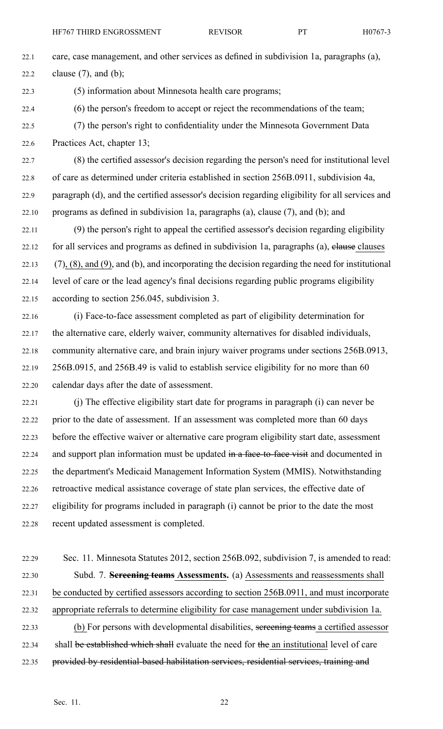care, case management, and other services as defined in subdivision 1a, paragraphs (a), clause (7), and (b);

(5) information about Minnesota health care programs;

(6) the person's freedom to accept or reject the recommendations of the team;

(7) the person's right to confidentiality under the Minnesota Government Data Practices Act, chapter 13;

(8) the certified assessor's decision regarding the person's need for institutional level of care as determined under criteria established in section 256B.0911, subdivision 4a, paragraph (d), and the certified assessor's decision regarding eligibility for all services and programs as defined in subdivision 1a, paragraphs (a), clause (7), and (b); and

(9) the person's right to appeal the certified assessor's decision regarding eligibility for all services and programs as defined in subdivision 1a, paragraphs (a), ~~clause~~ <u>clauses</u> (7)<u>, (8), and (9)</u>, and (b), and incorporating the decision regarding the need for institutional level of care or the lead agency's final decisions regarding public programs eligibility according to section 256.045, subdivision 3.

(i) Face-to-face assessment completed as part of eligibility determination for the alternative care, elderly waiver, community alternatives for disabled individuals, community alternative care, and brain injury waiver programs under sections 256B.0913, 256B.0915, and 256B.49 is valid to establish service eligibility for no more than 60 calendar days after the date of assessment.

(j) The effective eligibility start date for programs in paragraph (i) can never be prior to the date of assessment. If an assessment was completed more than 60 days before the effective waiver or alternative care program eligibility start date, assessment and support plan information must be updated ~~in a face-to-face visit~~ and documented in the department's Medicaid Management Information System (MMIS). Notwithstanding retroactive medical assistance coverage of state plan services, the effective date of eligibility for programs included in paragraph (i) cannot be prior to the date the most recent updated assessment is completed.

Sec. 11. Minnesota Statutes 2012, section 256B.092, subdivision 7, is amended to read:

Subd. 7. ~~**Screening teams**~~ <u>**Assessments.**</u> (a) <u>Assessments and reassessments shall be conducted by certified assessors according to section 256B.0911, and must incorporate appropriate referrals to determine eligibility for case management under subdivision 1a.</u>

<u>(b)</u> For persons with developmental disabilities, ~~screening teams~~ <u>a certified assessor</u> shall ~~be established which shall~~ evaluate the need for ~~the~~ <u>an institutional</u> level of care ~~provided by residential-based habilitation services, residential services, training and~~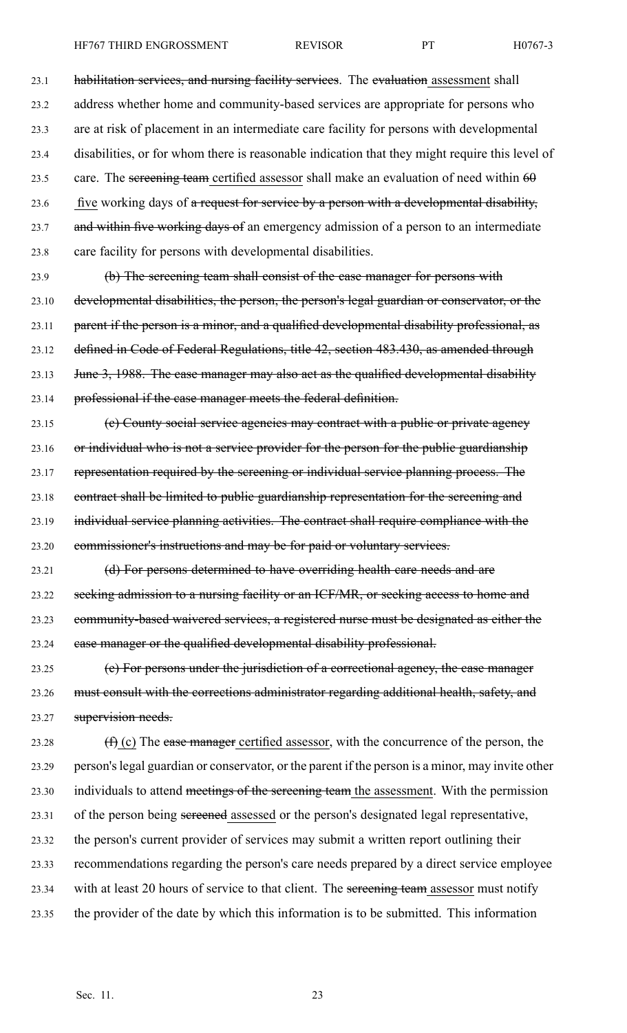habilitation services, and nursing facility services. The ~~evaluation~~ assessment shall address whether home and community-based services are appropriate for persons who are at risk of placement in an intermediate care facility for persons with developmental disabilities, or for whom there is reasonable indication that they might require this level of care. The ~~screening team~~ certified assessor shall make an evaluation of need within ~~60~~ five working days of ~~a request for service by a person with a developmental disability, and within five working days of~~ an emergency admission of a person to an intermediate care facility for persons with developmental disabilities.

~~(b) The screening team shall consist of the case manager for persons with developmental disabilities, the person, the person's legal guardian or conservator, or the parent if the person is a minor, and a qualified developmental disability professional, as defined in Code of Federal Regulations, title 42, section 483.430, as amended through June 3, 1988. The case manager may also act as the qualified developmental disability professional if the case manager meets the federal definition.~~

~~(c) County social service agencies may contract with a public or private agency or individual who is not a service provider for the person for the public guardianship representation required by the screening or individual service planning process. The contract shall be limited to public guardianship representation for the screening and individual service planning activities. The contract shall require compliance with the commissioner's instructions and may be for paid or voluntary services.~~

~~(d) For persons determined to have overriding health care needs and are seeking admission to a nursing facility or an ICF/MR, or seeking access to home and community-based waivered services, a registered nurse must be designated as either the case manager or the qualified developmental disability professional.~~

~~(e) For persons under the jurisdiction of a correctional agency, the case manager must consult with the corrections administrator regarding additional health, safety, and supervision needs.~~

~~(f)~~ (c) The ~~case manager~~ certified assessor, with the concurrence of the person, the person's legal guardian or conservator, or the parent if the person is a minor, may invite other individuals to attend ~~meetings of the screening team~~ the assessment. With the permission of the person being ~~screened~~ assessed or the person's designated legal representative, the person's current provider of services may submit a written report outlining their recommendations regarding the person's care needs prepared by a direct service employee with at least 20 hours of service to that client. The ~~screening team~~ assessor must notify the provider of the date by which this information is to be submitted. This information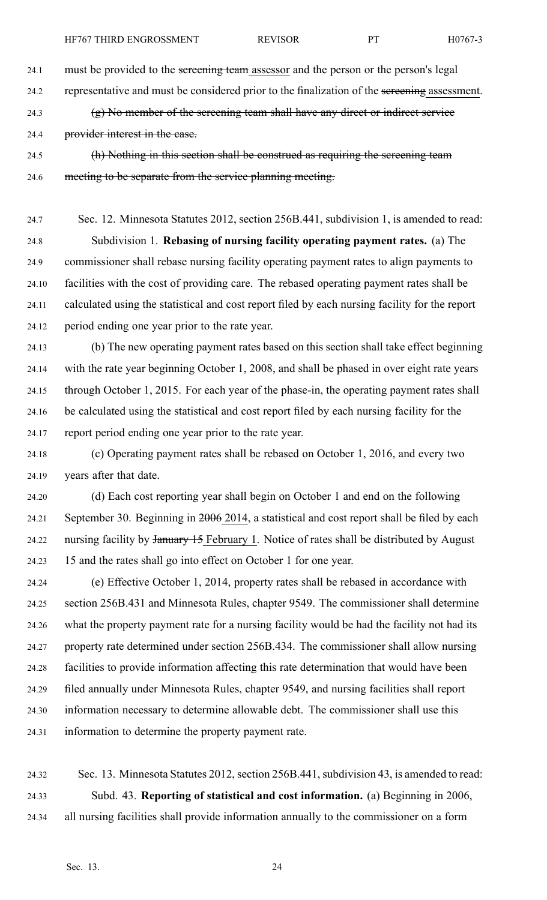must be provided to the ~~screening team~~ assessor and the person or the person's legal representative and must be considered prior to the finalization of the ~~screening~~ assessment.

~~(g) No member of the screening team shall have any direct or indirect service provider interest in the case.~~

~~(h) Nothing in this section shall be construed as requiring the screening team meeting to be separate from the service planning meeting.~~

Sec. 12. Minnesota Statutes 2012, section 256B.441, subdivision 1, is amended to read:

Subdivision 1. **Rebasing of nursing facility operating payment rates.** (a) The commissioner shall rebase nursing facility operating payment rates to align payments to facilities with the cost of providing care. The rebased operating payment rates shall be calculated using the statistical and cost report filed by each nursing facility for the report period ending one year prior to the rate year.

(b) The new operating payment rates based on this section shall take effect beginning with the rate year beginning October 1, 2008, and shall be phased in over eight rate years through October 1, 2015. For each year of the phase-in, the operating payment rates shall be calculated using the statistical and cost report filed by each nursing facility for the report period ending one year prior to the rate year.

(c) Operating payment rates shall be rebased on October 1, 2016, and every two years after that date.

(d) Each cost reporting year shall begin on October 1 and end on the following September 30. Beginning in ~~2006~~ 2014, a statistical and cost report shall be filed by each nursing facility by ~~January 15~~ February 1. Notice of rates shall be distributed by August 15 and the rates shall go into effect on October 1 for one year.

(e) Effective October 1, 2014, property rates shall be rebased in accordance with section 256B.431 and Minnesota Rules, chapter 9549. The commissioner shall determine what the property payment rate for a nursing facility would be had the facility not had its property rate determined under section 256B.434. The commissioner shall allow nursing facilities to provide information affecting this rate determination that would have been filed annually under Minnesota Rules, chapter 9549, and nursing facilities shall report information necessary to determine allowable debt. The commissioner shall use this information to determine the property payment rate.

Sec. 13. Minnesota Statutes 2012, section 256B.441, subdivision 43, is amended to read:

Subd. 43. **Reporting of statistical and cost information.** (a) Beginning in 2006, all nursing facilities shall provide information annually to the commissioner on a form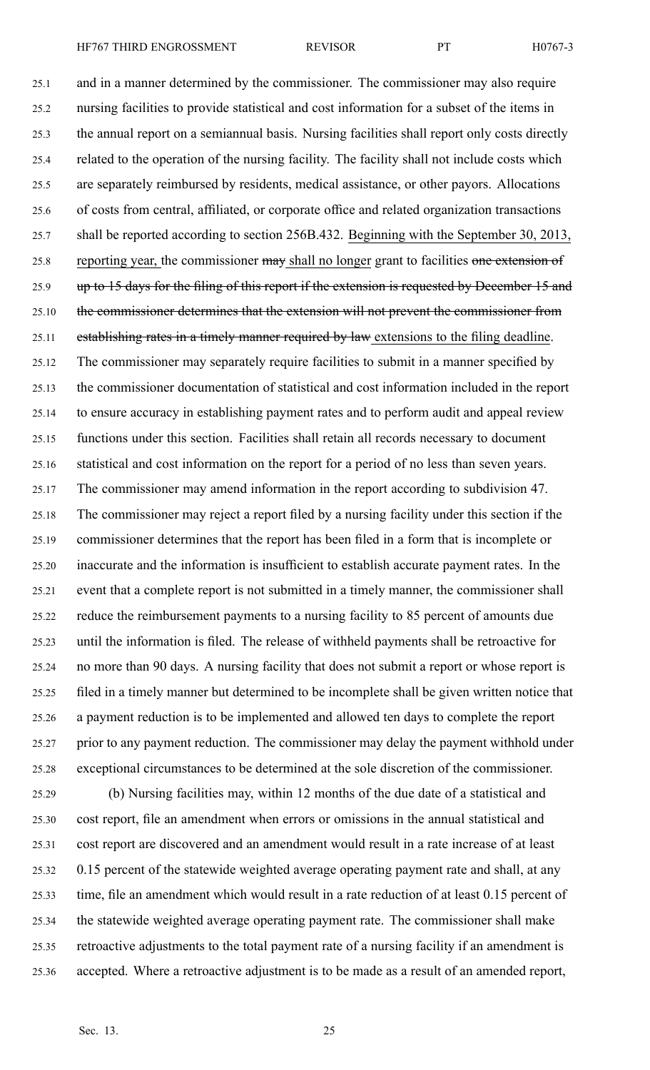and in a manner determined by the commissioner. The commissioner may also require nursing facilities to provide statistical and cost information for a subset of the items in the annual report on a semiannual basis. Nursing facilities shall report only costs directly related to the operation of the nursing facility. The facility shall not include costs which are separately reimbursed by residents, medical assistance, or other payors. Allocations of costs from central, affiliated, or corporate office and related organization transactions shall be reported according to section 256B.432. <u>Beginning with the September 30, 2013, reporting year,</u> the commissioner ~~may~~ <u>shall no longer</u> grant to facilities ~~one extension of up to 15 days for the filing of this report if the extension is requested by December 15 and the commissioner determines that the extension will not prevent the commissioner from establishing rates in a timely manner required by law~~ <u>extensions to the filing deadline</u>. The commissioner may separately require facilities to submit in a manner specified by the commissioner documentation of statistical and cost information included in the report to ensure accuracy in establishing payment rates and to perform audit and appeal review functions under this section. Facilities shall retain all records necessary to document statistical and cost information on the report for a period of no less than seven years. The commissioner may amend information in the report according to subdivision 47. The commissioner may reject a report filed by a nursing facility under this section if the commissioner determines that the report has been filed in a form that is incomplete or inaccurate and the information is insufficient to establish accurate payment rates. In the event that a complete report is not submitted in a timely manner, the commissioner shall reduce the reimbursement payments to a nursing facility to 85 percent of amounts due until the information is filed. The release of withheld payments shall be retroactive for no more than 90 days. A nursing facility that does not submit a report or whose report is filed in a timely manner but determined to be incomplete shall be given written notice that a payment reduction is to be implemented and allowed ten days to complete the report prior to any payment reduction. The commissioner may delay the payment withhold under exceptional circumstances to be determined at the sole discretion of the commissioner.

(b) Nursing facilities may, within 12 months of the due date of a statistical and cost report, file an amendment when errors or omissions in the annual statistical and cost report are discovered and an amendment would result in a rate increase of at least 0.15 percent of the statewide weighted average operating payment rate and shall, at any time, file an amendment which would result in a rate reduction of at least 0.15 percent of the statewide weighted average operating payment rate. The commissioner shall make retroactive adjustments to the total payment rate of a nursing facility if an amendment is accepted. Where a retroactive adjustment is to be made as a result of an amended report,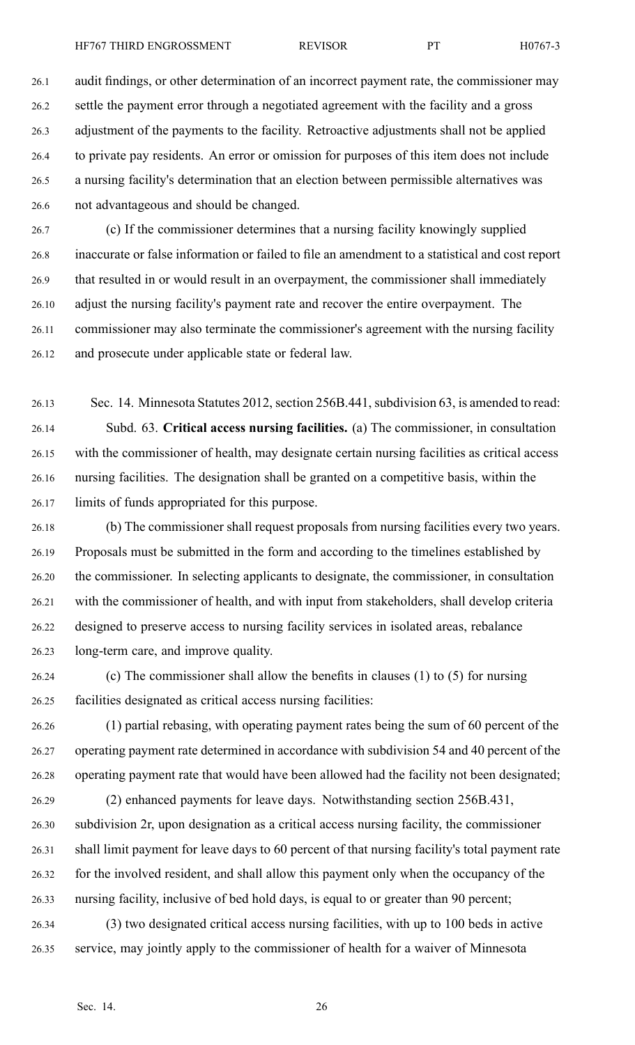audit findings, or other determination of an incorrect payment rate, the commissioner may settle the payment error through a negotiated agreement with the facility and a gross adjustment of the payments to the facility. Retroactive adjustments shall not be applied to private pay residents. An error or omission for purposes of this item does not include a nursing facility's determination that an election between permissible alternatives was not advantageous and should be changed.

(c) If the commissioner determines that a nursing facility knowingly supplied inaccurate or false information or failed to file an amendment to a statistical and cost report that resulted in or would result in an overpayment, the commissioner shall immediately adjust the nursing facility's payment rate and recover the entire overpayment. The commissioner may also terminate the commissioner's agreement with the nursing facility and prosecute under applicable state or federal law.

Sec. 14. Minnesota Statutes 2012, section 256B.441, subdivision 63, is amended to read:

Subd. 63. **Critical access nursing facilities.** (a) The commissioner, in consultation with the commissioner of health, may designate certain nursing facilities as critical access nursing facilities. The designation shall be granted on a competitive basis, within the limits of funds appropriated for this purpose.

(b) The commissioner shall request proposals from nursing facilities every two years. Proposals must be submitted in the form and according to the timelines established by the commissioner. In selecting applicants to designate, the commissioner, in consultation with the commissioner of health, and with input from stakeholders, shall develop criteria designed to preserve access to nursing facility services in isolated areas, rebalance long-term care, and improve quality.

(c) The commissioner shall allow the benefits in clauses (1) to (5) for nursing facilities designated as critical access nursing facilities:

(1) partial rebasing, with operating payment rates being the sum of 60 percent of the operating payment rate determined in accordance with subdivision 54 and 40 percent of the operating payment rate that would have been allowed had the facility not been designated;

(2) enhanced payments for leave days. Notwithstanding section 256B.431, subdivision 2r, upon designation as a critical access nursing facility, the commissioner shall limit payment for leave days to 60 percent of that nursing facility's total payment rate for the involved resident, and shall allow this payment only when the occupancy of the nursing facility, inclusive of bed hold days, is equal to or greater than 90 percent;

(3) two designated critical access nursing facilities, with up to 100 beds in active service, may jointly apply to the commissioner of health for a waiver of Minnesota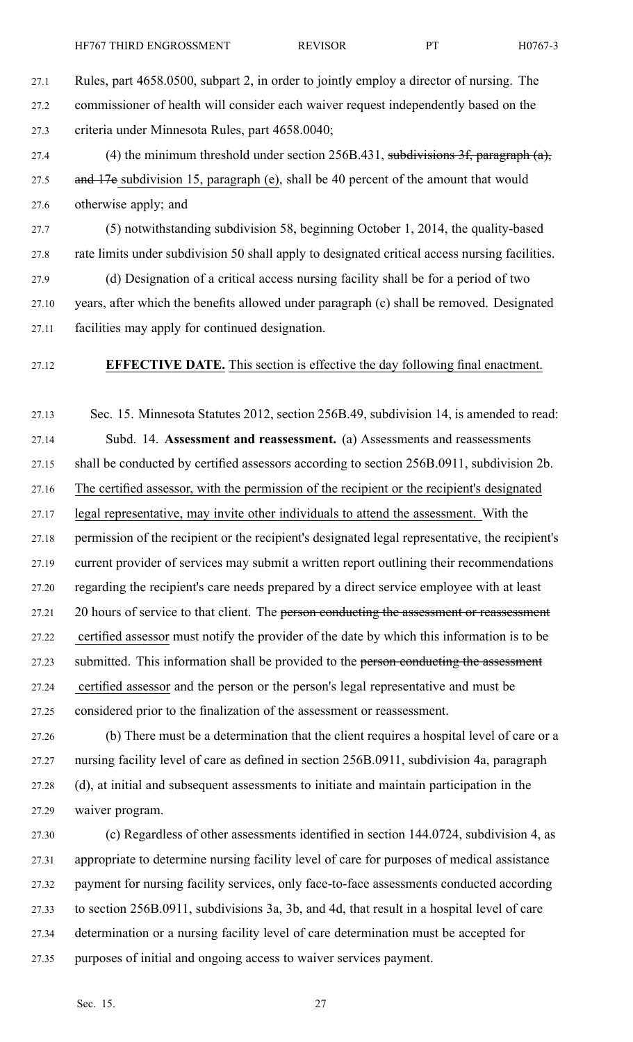Rules, part 4658.0500, subpart 2, in order to jointly employ a director of nursing. The commissioner of health will consider each waiver request independently based on the criteria under Minnesota Rules, part 4658.0040;

(4) the minimum threshold under section 256B.431, ~~subdivisions 3f, paragraph (a), and 17e~~ subdivision 15, paragraph (e), shall be 40 percent of the amount that would otherwise apply; and

(5) notwithstanding subdivision 58, beginning October 1, 2014, the quality-based rate limits under subdivision 50 shall apply to designated critical access nursing facilities.

(d) Designation of a critical access nursing facility shall be for a period of two years, after which the benefits allowed under paragraph (c) shall be removed. Designated facilities may apply for continued designation.

**EFFECTIVE DATE.** This section is effective the day following final enactment.

Sec. 15. Minnesota Statutes 2012, section 256B.49, subdivision 14, is amended to read:

Subd. 14. **Assessment and reassessment.** (a) Assessments and reassessments shall be conducted by certified assessors according to section 256B.0911, subdivision 2b. The certified assessor, with the permission of the recipient or the recipient's designated legal representative, may invite other individuals to attend the assessment. With the permission of the recipient or the recipient's designated legal representative, the recipient's current provider of services may submit a written report outlining their recommendations regarding the recipient's care needs prepared by a direct service employee with at least 20 hours of service to that client. The ~~person conducting the assessment or reassessment~~ certified assessor must notify the provider of the date by which this information is to be submitted. This information shall be provided to the ~~person conducting the assessment~~ certified assessor and the person or the person's legal representative and must be considered prior to the finalization of the assessment or reassessment.

(b) There must be a determination that the client requires a hospital level of care or a nursing facility level of care as defined in section 256B.0911, subdivision 4a, paragraph (d), at initial and subsequent assessments to initiate and maintain participation in the waiver program.

(c) Regardless of other assessments identified in section 144.0724, subdivision 4, as appropriate to determine nursing facility level of care for purposes of medical assistance payment for nursing facility services, only face-to-face assessments conducted according to section 256B.0911, subdivisions 3a, 3b, and 4d, that result in a hospital level of care determination or a nursing facility level of care determination must be accepted for purposes of initial and ongoing access to waiver services payment.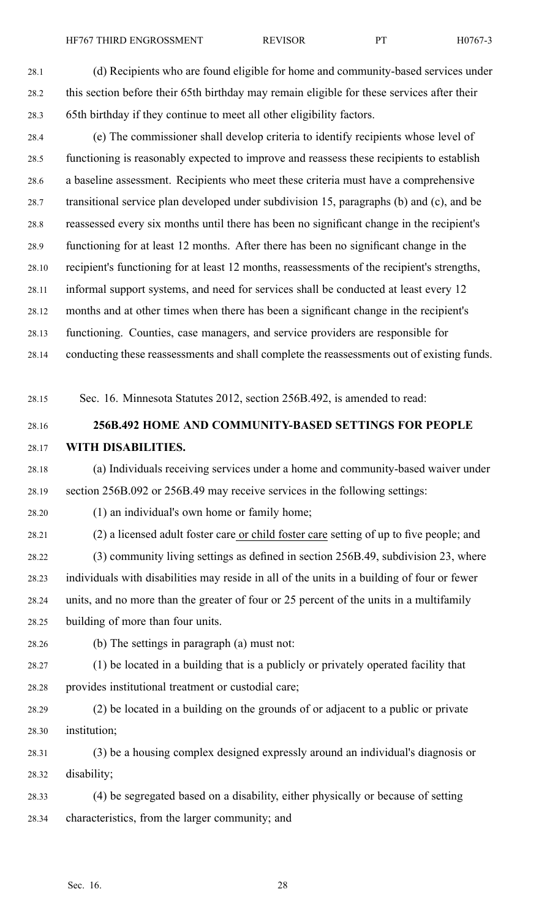(d) Recipients who are found eligible for home and community-based services under this section before their 65th birthday may remain eligible for these services after their 65th birthday if they continue to meet all other eligibility factors.

(e) The commissioner shall develop criteria to identify recipients whose level of functioning is reasonably expected to improve and reassess these recipients to establish a baseline assessment. Recipients who meet these criteria must have a comprehensive transitional service plan developed under subdivision 15, paragraphs (b) and (c), and be reassessed every six months until there has been no significant change in the recipient's functioning for at least 12 months. After there has been no significant change in the recipient's functioning for at least 12 months, reassessments of the recipient's strengths, informal support systems, and need for services shall be conducted at least every 12 months and at other times when there has been a significant change in the recipient's functioning. Counties, case managers, and service providers are responsible for conducting these reassessments and shall complete the reassessments out of existing funds.

Sec. 16. Minnesota Statutes 2012, section 256B.492, is amended to read:

**256B.492 HOME AND COMMUNITY-BASED SETTINGS FOR PEOPLE WITH DISABILITIES.**

(a) Individuals receiving services under a home and community-based waiver under section 256B.092 or 256B.49 may receive services in the following settings:

(1) an individual's own home or family home;

(2) a licensed adult foster care <u>or child foster care</u> setting of up to five people; and

(3) community living settings as defined in section 256B.49, subdivision 23, where individuals with disabilities may reside in all of the units in a building of four or fewer units, and no more than the greater of four or 25 percent of the units in a multifamily building of more than four units.

(b) The settings in paragraph (a) must not:

(1) be located in a building that is a publicly or privately operated facility that provides institutional treatment or custodial care;

(2) be located in a building on the grounds of or adjacent to a public or private institution;

(3) be a housing complex designed expressly around an individual's diagnosis or disability;

(4) be segregated based on a disability, either physically or because of setting characteristics, from the larger community; and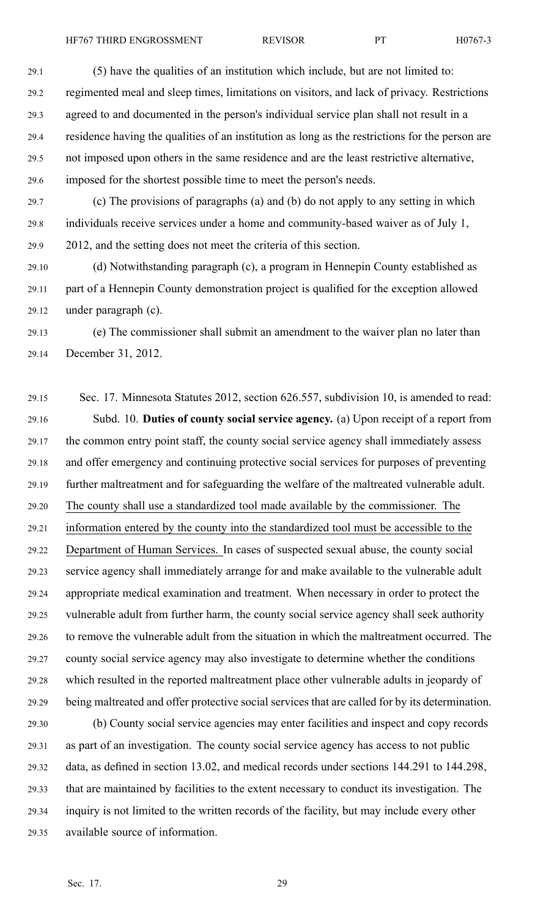(5) have the qualities of an institution which include, but are not limited to: regimented meal and sleep times, limitations on visitors, and lack of privacy. Restrictions agreed to and documented in the person's individual service plan shall not result in a residence having the qualities of an institution as long as the restrictions for the person are not imposed upon others in the same residence and are the least restrictive alternative, imposed for the shortest possible time to meet the person's needs.

(c) The provisions of paragraphs (a) and (b) do not apply to any setting in which individuals receive services under a home and community-based waiver as of July 1, 2012, and the setting does not meet the criteria of this section.

(d) Notwithstanding paragraph (c), a program in Hennepin County established as part of a Hennepin County demonstration project is qualified for the exception allowed under paragraph (c).

(e) The commissioner shall submit an amendment to the waiver plan no later than December 31, 2012.

Sec. 17. Minnesota Statutes 2012, section 626.557, subdivision 10, is amended to read:

Subd. 10. **Duties of county social service agency.** (a) Upon receipt of a report from the common entry point staff, the county social service agency shall immediately assess and offer emergency and continuing protective social services for purposes of preventing further maltreatment and for safeguarding the welfare of the maltreated vulnerable adult. The county shall use a standardized tool made available by the commissioner. The information entered by the county into the standardized tool must be accessible to the Department of Human Services. In cases of suspected sexual abuse, the county social service agency shall immediately arrange for and make available to the vulnerable adult appropriate medical examination and treatment. When necessary in order to protect the vulnerable adult from further harm, the county social service agency shall seek authority to remove the vulnerable adult from the situation in which the maltreatment occurred. The county social service agency may also investigate to determine whether the conditions which resulted in the reported maltreatment place other vulnerable adults in jeopardy of being maltreated and offer protective social services that are called for by its determination.

(b) County social service agencies may enter facilities and inspect and copy records as part of an investigation. The county social service agency has access to not public data, as defined in section 13.02, and medical records under sections 144.291 to 144.298, that are maintained by facilities to the extent necessary to conduct its investigation. The inquiry is not limited to the written records of the facility, but may include every other available source of information.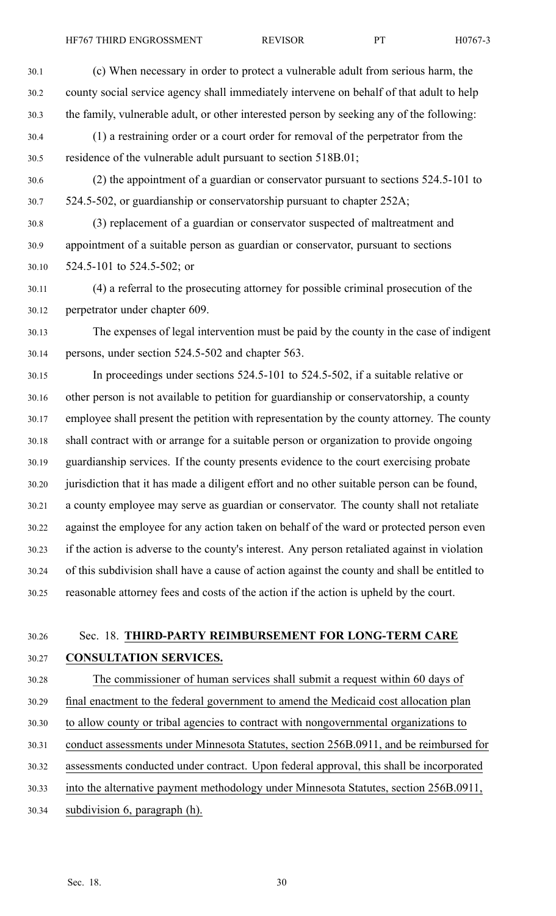(c) When necessary in order to protect a vulnerable adult from serious harm, the county social service agency shall immediately intervene on behalf of that adult to help the family, vulnerable adult, or other interested person by seeking any of the following:

(1) a restraining order or a court order for removal of the perpetrator from the residence of the vulnerable adult pursuant to section 518B.01;

(2) the appointment of a guardian or conservator pursuant to sections 524.5-101 to 524.5-502, or guardianship or conservatorship pursuant to chapter 252A;

(3) replacement of a guardian or conservator suspected of maltreatment and appointment of a suitable person as guardian or conservator, pursuant to sections 524.5-101 to 524.5-502; or

(4) a referral to the prosecuting attorney for possible criminal prosecution of the perpetrator under chapter 609.

The expenses of legal intervention must be paid by the county in the case of indigent persons, under section 524.5-502 and chapter 563.

In proceedings under sections 524.5-101 to 524.5-502, if a suitable relative or other person is not available to petition for guardianship or conservatorship, a county employee shall present the petition with representation by the county attorney. The county shall contract with or arrange for a suitable person or organization to provide ongoing guardianship services. If the county presents evidence to the court exercising probate jurisdiction that it has made a diligent effort and no other suitable person can be found, a county employee may serve as guardian or conservator. The county shall not retaliate against the employee for any action taken on behalf of the ward or protected person even if the action is adverse to the county's interest. Any person retaliated against in violation of this subdivision shall have a cause of action against the county and shall be entitled to reasonable attorney fees and costs of the action if the action is upheld by the court.

Sec. 18. **THIRD-PARTY REIMBURSEMENT FOR LONG-TERM CARE CONSULTATION SERVICES.**

The commissioner of human services shall submit a request within 60 days of final enactment to the federal government to amend the Medicaid cost allocation plan to allow county or tribal agencies to contract with nongovernmental organizations to conduct assessments under Minnesota Statutes, section 256B.0911, and be reimbursed for assessments conducted under contract. Upon federal approval, this shall be incorporated into the alternative payment methodology under Minnesota Statutes, section 256B.0911, subdivision 6, paragraph (h).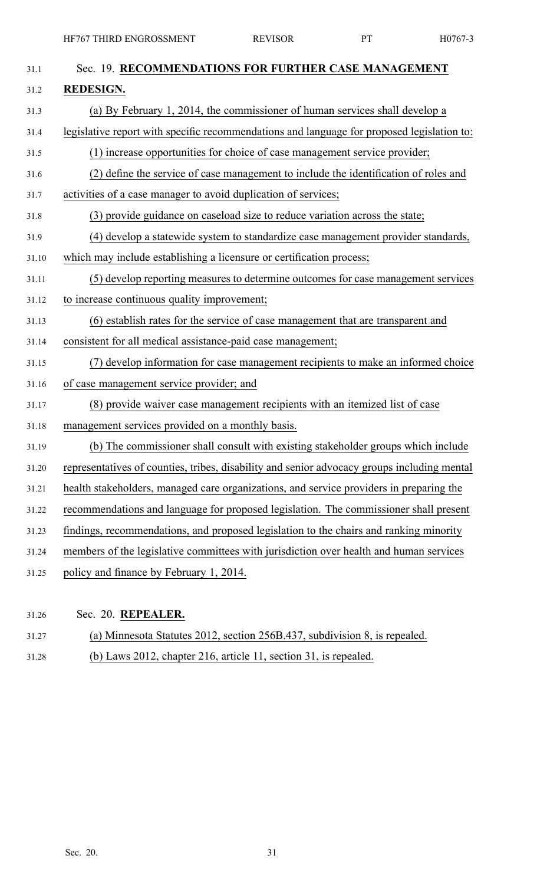Sec. 19. **RECOMMENDATIONS FOR FURTHER CASE MANAGEMENT REDESIGN.**

(a) By February 1, 2014, the commissioner of human services shall develop a legislative report with specific recommendations and language for proposed legislation to:

(1) increase opportunities for choice of case management service provider;

(2) define the service of case management to include the identification of roles and activities of a case manager to avoid duplication of services;

(3) provide guidance on caseload size to reduce variation across the state;

(4) develop a statewide system to standardize case management provider standards, which may include establishing a licensure or certification process;

(5) develop reporting measures to determine outcomes for case management services to increase continuous quality improvement;

(6) establish rates for the service of case management that are transparent and consistent for all medical assistance-paid case management;

(7) develop information for case management recipients to make an informed choice of case management service provider; and

(8) provide waiver case management recipients with an itemized list of case management services provided on a monthly basis.

(b) The commissioner shall consult with existing stakeholder groups which include representatives of counties, tribes, disability and senior advocacy groups including mental health stakeholders, managed care organizations, and service providers in preparing the recommendations and language for proposed legislation. The commissioner shall present findings, recommendations, and proposed legislation to the chairs and ranking minority members of the legislative committees with jurisdiction over health and human services policy and finance by February 1, 2014.

Sec. 20. **REPEALER.**

(a) Minnesota Statutes 2012, section 256B.437, subdivision 8, is repealed.

(b) Laws 2012, chapter 216, article 11, section 31, is repealed.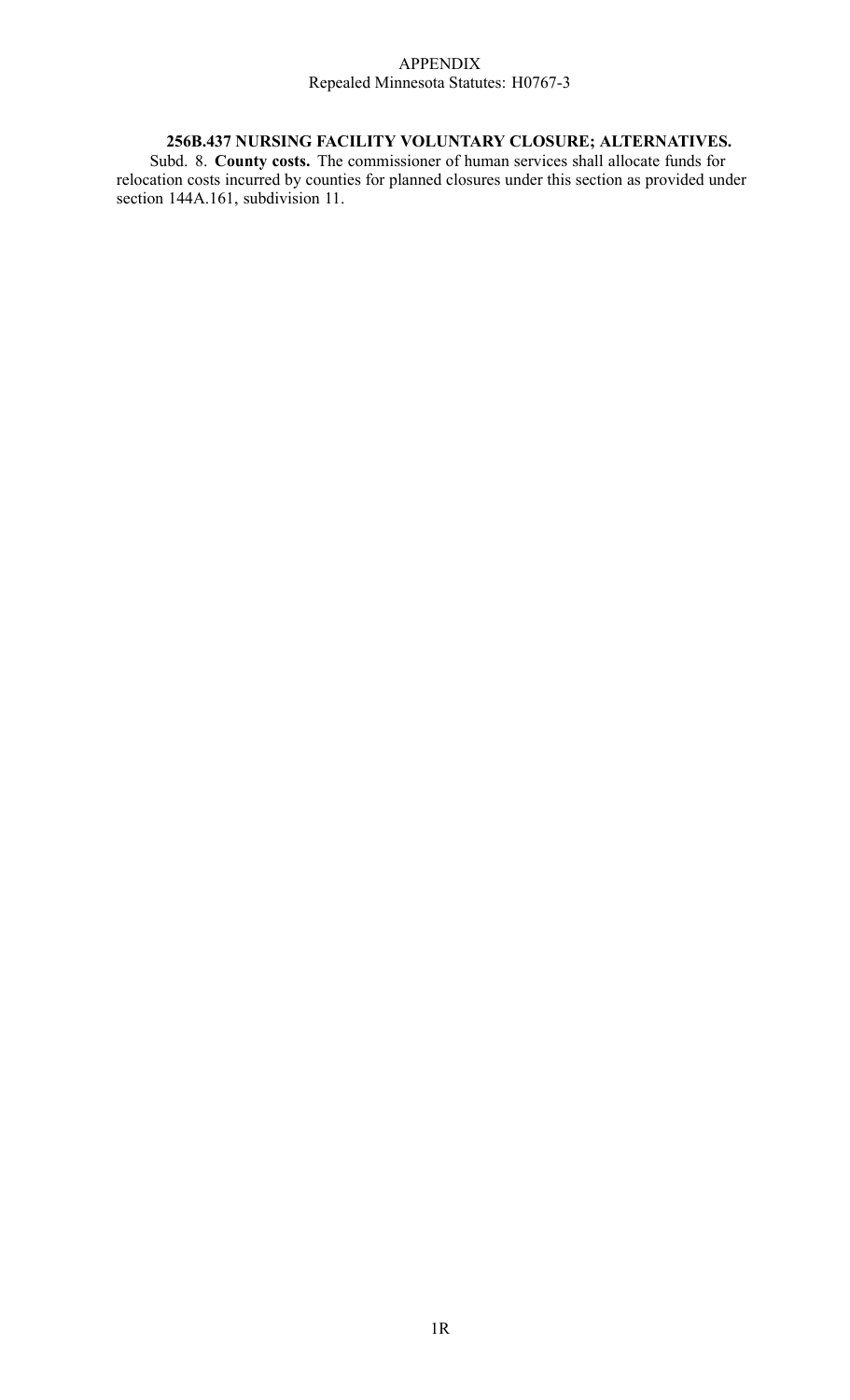APPENDIX
Repealed Minnesota Statutes: H0767-3

**256B.437 NURSING FACILITY VOLUNTARY CLOSURE; ALTERNATIVES.**

Subd. 8. **County costs.** The commissioner of human services shall allocate funds for relocation costs incurred by counties for planned closures under this section as provided under section 144A.161, subdivision 11.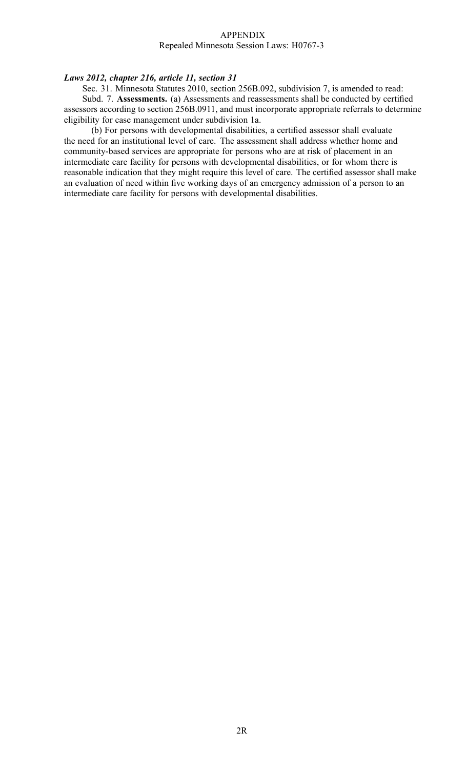APPENDIX
Repealed Minnesota Session Laws: H0767-3

***Laws 2012, chapter 216, article 11, section 31***

Sec. 31. Minnesota Statutes 2010, section 256B.092, subdivision 7, is amended to read:

Subd. 7. **Assessments.** (a) Assessments and reassessments shall be conducted by certified assessors according to section 256B.0911, and must incorporate appropriate referrals to determine eligibility for case management under subdivision 1a.

(b) For persons with developmental disabilities, a certified assessor shall evaluate the need for an institutional level of care. The assessment shall address whether home and community-based services are appropriate for persons who are at risk of placement in an intermediate care facility for persons with developmental disabilities, or for whom there is reasonable indication that they might require this level of care. The certified assessor shall make an evaluation of need within five working days of an emergency admission of a person to an intermediate care facility for persons with developmental disabilities.